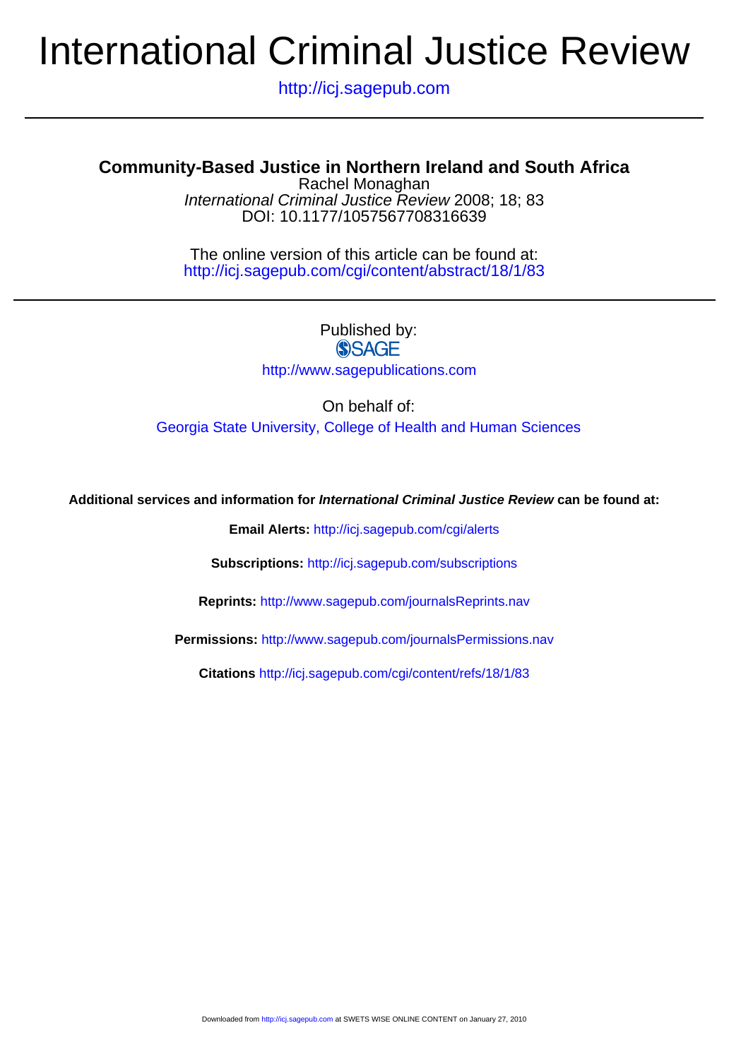# International Criminal Justice Review

http://icj.sagepub.com

---

## Community-Based Justice in Northern Ireland and South Africa

Rachel Monaghan

*International Criminal Justice Review* 2008; 18; 83

DOI: 10.1177/1057567708316639

The online version of this article can be found at:
http://icj.sagepub.com/cgi/content/abstract/18/1/83

---

Published by:

SAGE

http://www.sagepublications.com

On behalf of:

Georgia State University, College of Health and Human Sciences

**Additional services and information for *International Criminal Justice Review* can be found at:**

**Email Alerts:** http://icj.sagepub.com/cgi/alerts

**Subscriptions:** http://icj.sagepub.com/subscriptions

**Reprints:** http://www.sagepub.com/journalsReprints.nav

**Permissions:** http://www.sagepub.com/journalsPermissions.nav

**Citations** http://icj.sagepub.com/cgi/content/refs/18/1/83

Downloaded from http://icj.sagepub.com at SWETS WISE ONLINE CONTENT on January 27, 2010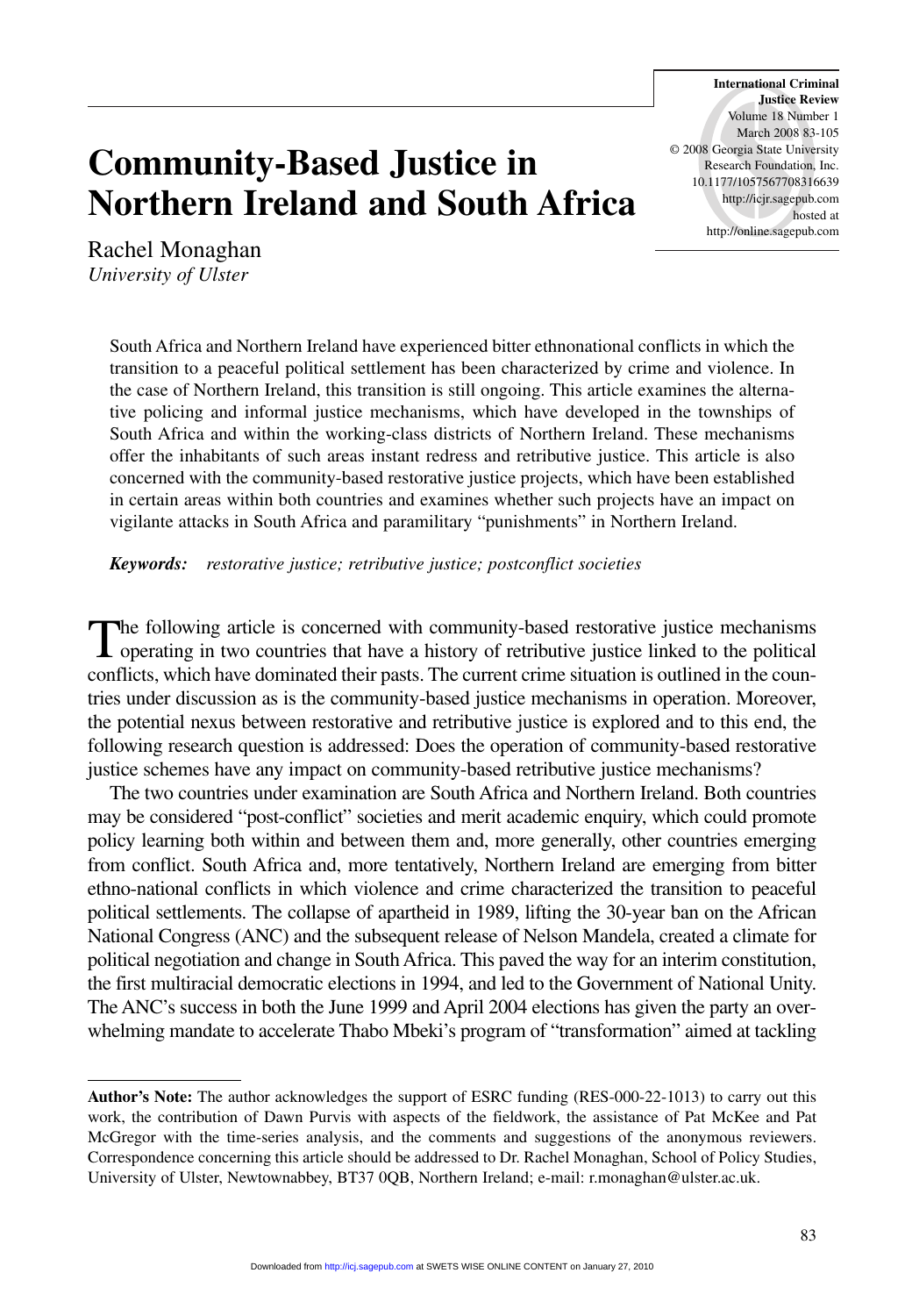# Community-Based Justice in Northern Ireland and South Africa

Rachel Monaghan
*University of Ulster*

South Africa and Northern Ireland have experienced bitter ethnonational conflicts in which the transition to a peaceful political settlement has been characterized by crime and violence. In the case of Northern Ireland, this transition is still ongoing. This article examines the alternative policing and informal justice mechanisms, which have developed in the townships of South Africa and within the working-class districts of Northern Ireland. These mechanisms offer the inhabitants of such areas instant redress and retributive justice. This article is also concerned with the community-based restorative justice projects, which have been established in certain areas within both countries and examines whether such projects have an impact on vigilante attacks in South Africa and paramilitary "punishments" in Northern Ireland.

***Keywords:*** *restorative justice; retributive justice; postconflict societies*

The following article is concerned with community-based restorative justice mechanisms operating in two countries that have a history of retributive justice linked to the political conflicts, which have dominated their pasts. The current crime situation is outlined in the countries under discussion as is the community-based justice mechanisms in operation. Moreover, the potential nexus between restorative and retributive justice is explored and to this end, the following research question is addressed: Does the operation of community-based restorative justice schemes have any impact on community-based retributive justice mechanisms?

The two countries under examination are South Africa and Northern Ireland. Both countries may be considered "post-conflict" societies and merit academic enquiry, which could promote policy learning both within and between them and, more generally, other countries emerging from conflict. South Africa and, more tentatively, Northern Ireland are emerging from bitter ethno-national conflicts in which violence and crime characterized the transition to peaceful political settlements. The collapse of apartheid in 1989, lifting the 30-year ban on the African National Congress (ANC) and the subsequent release of Nelson Mandela, created a climate for political negotiation and change in South Africa. This paved the way for an interim constitution, the first multiracial democratic elections in 1994, and led to the Government of National Unity. The ANC's success in both the June 1999 and April 2004 elections has given the party an overwhelming mandate to accelerate Thabo Mbeki's program of "transformation" aimed at tackling

---

**Author's Note:** The author acknowledges the support of ESRC funding (RES-000-22-1013) to carry out this work, the contribution of Dawn Purvis with aspects of the fieldwork, the assistance of Pat McKee and Pat McGregor with the time-series analysis, and the comments and suggestions of the anonymous reviewers. Correspondence concerning this article should be addressed to Dr. Rachel Monaghan, School of Policy Studies, University of Ulster, Newtownabbey, BT37 0QB, Northern Ireland; e-mail: r.monaghan@ulster.ac.uk.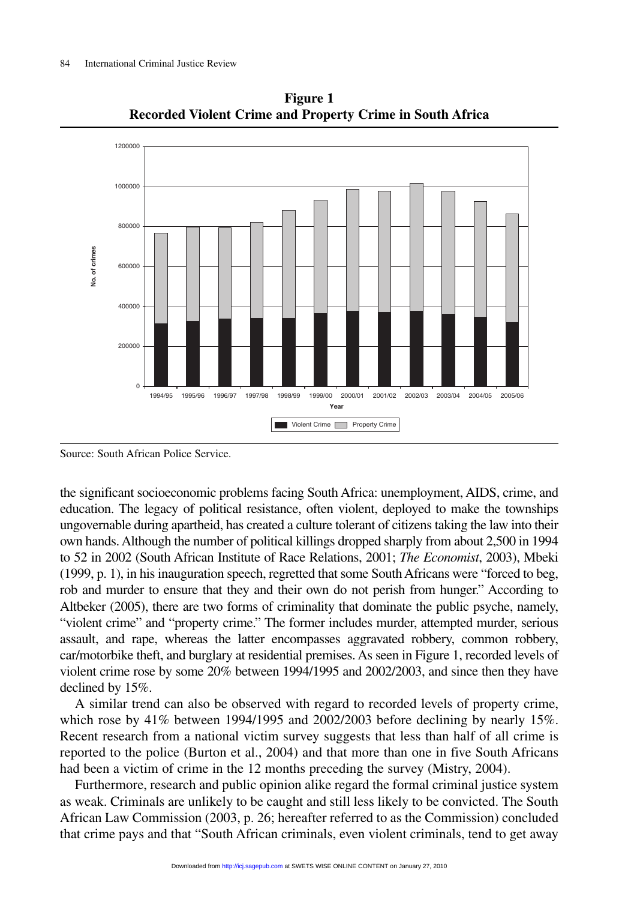**Figure 1**
**Recorded Violent Crime and Property Crime in South Africa**

Source: South African Police Service.

the significant socioeconomic problems facing South Africa: unemployment, AIDS, crime, and education. The legacy of political resistance, often violent, deployed to make the townships ungovernable during apartheid, has created a culture tolerant of citizens taking the law into their own hands. Although the number of political killings dropped sharply from about 2,500 in 1994 to 52 in 2002 (South African Institute of Race Relations, 2001; *The Economist*, 2003), Mbeki (1999, p. 1), in his inauguration speech, regretted that some South Africans were "forced to beg, rob and murder to ensure that they and their own do not perish from hunger." According to Altbeker (2005), there are two forms of criminality that dominate the public psyche, namely, "violent crime" and "property crime." The former includes murder, attempted murder, serious assault, and rape, whereas the latter encompasses aggravated robbery, common robbery, car/motorbike theft, and burglary at residential premises. As seen in Figure 1, recorded levels of violent crime rose by some 20% between 1994/1995 and 2002/2003, and since then they have declined by 15%.

A similar trend can also be observed with regard to recorded levels of property crime, which rose by 41% between 1994/1995 and 2002/2003 before declining by nearly 15%. Recent research from a national victim survey suggests that less than half of all crime is reported to the police (Burton et al., 2004) and that more than one in five South Africans had been a victim of crime in the 12 months preceding the survey (Mistry, 2004).

Furthermore, research and public opinion alike regard the formal criminal justice system as weak. Criminals are unlikely to be caught and still less likely to be convicted. The South African Law Commission (2003, p. 26; hereafter referred to as the Commission) concluded that crime pays and that "South African criminals, even violent criminals, tend to get away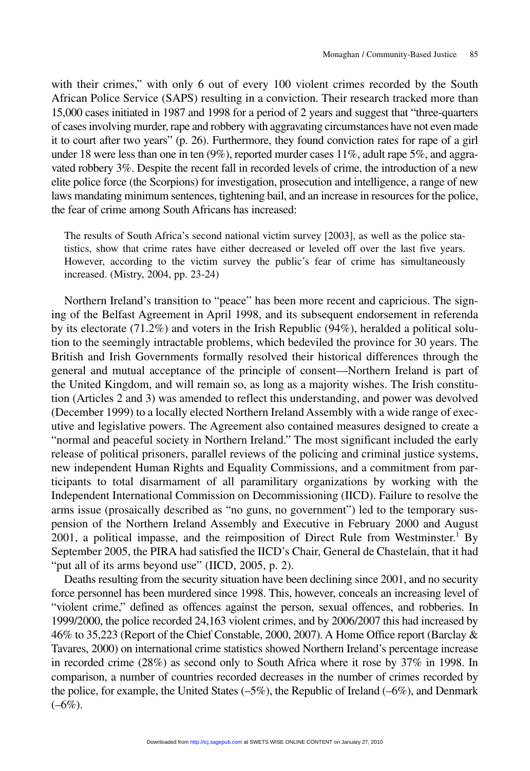with their crimes," with only 6 out of every 100 violent crimes recorded by the South African Police Service (SAPS) resulting in a conviction. Their research tracked more than 15,000 cases initiated in 1987 and 1998 for a period of 2 years and suggest that "three-quarters of cases involving murder, rape and robbery with aggravating circumstances have not even made it to court after two years" (p. 26). Furthermore, they found conviction rates for rape of a girl under 18 were less than one in ten (9%), reported murder cases 11%, adult rape 5%, and aggravated robbery 3%. Despite the recent fall in recorded levels of crime, the introduction of a new elite police force (the Scorpions) for investigation, prosecution and intelligence, a range of new laws mandating minimum sentences, tightening bail, and an increase in resources for the police, the fear of crime among South Africans has increased:

> The results of South Africa's second national victim survey [2003], as well as the police statistics, show that crime rates have either decreased or leveled off over the last five years. However, according to the victim survey the public's fear of crime has simultaneously increased. (Mistry, 2004, pp. 23-24)

Northern Ireland's transition to "peace" has been more recent and capricious. The signing of the Belfast Agreement in April 1998, and its subsequent endorsement in referenda by its electorate (71.2%) and voters in the Irish Republic (94%), heralded a political solution to the seemingly intractable problems, which bedeviled the province for 30 years. The British and Irish Governments formally resolved their historical differences through the general and mutual acceptance of the principle of consent—Northern Ireland is part of the United Kingdom, and will remain so, as long as a majority wishes. The Irish constitution (Articles 2 and 3) was amended to reflect this understanding, and power was devolved (December 1999) to a locally elected Northern Ireland Assembly with a wide range of executive and legislative powers. The Agreement also contained measures designed to create a "normal and peaceful society in Northern Ireland." The most significant included the early release of political prisoners, parallel reviews of the policing and criminal justice systems, new independent Human Rights and Equality Commissions, and a commitment from participants to total disarmament of all paramilitary organizations by working with the Independent International Commission on Decommissioning (IICD). Failure to resolve the arms issue (prosaically described as "no guns, no government") led to the temporary suspension of the Northern Ireland Assembly and Executive in February 2000 and August 2001, a political impasse, and the reimposition of Direct Rule from Westminster.[1] By September 2005, the PIRA had satisfied the IICD's Chair, General de Chastelain, that it had "put all of its arms beyond use" (IICD, 2005, p. 2).

Deaths resulting from the security situation have been declining since 2001, and no security force personnel has been murdered since 1998. This, however, conceals an increasing level of "violent crime," defined as offences against the person, sexual offences, and robberies. In 1999/2000, the police recorded 24,163 violent crimes, and by 2006/2007 this had increased by 46% to 35,223 (Report of the Chief Constable, 2000, 2007). A Home Office report (Barclay & Tavares, 2000) on international crime statistics showed Northern Ireland's percentage increase in recorded crime (28%) as second only to South Africa where it rose by 37% in 1998. In comparison, a number of countries recorded decreases in the number of crimes recorded by the police, for example, the United States (–5%), the Republic of Ireland (–6%), and Denmark (–6%).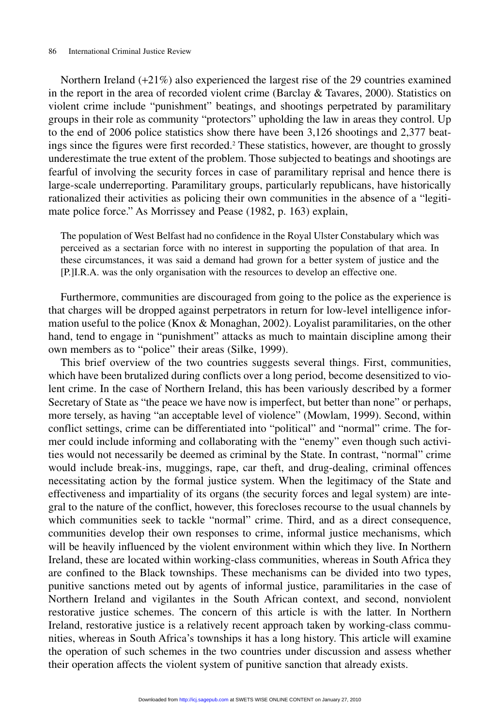Northern Ireland (+21%) also experienced the largest rise of the 29 countries examined in the report in the area of recorded violent crime (Barclay & Tavares, 2000). Statistics on violent crime include "punishment" beatings, and shootings perpetrated by paramilitary groups in their role as community "protectors" upholding the law in areas they control. Up to the end of 2006 police statistics show there have been 3,126 shootings and 2,377 beatings since the figures were first recorded.[2] These statistics, however, are thought to grossly underestimate the true extent of the problem. Those subjected to beatings and shootings are fearful of involving the security forces in case of paramilitary reprisal and hence there is large-scale underreporting. Paramilitary groups, particularly republicans, have historically rationalized their activities as policing their own communities in the absence of a "legitimate police force." As Morrissey and Pease (1982, p. 163) explain,

> The population of West Belfast had no confidence in the Royal Ulster Constabulary which was perceived as a sectarian force with no interest in supporting the population of that area. In these circumstances, it was said a demand had grown for a better system of justice and the [P.]I.R.A. was the only organisation with the resources to develop an effective one.

Furthermore, communities are discouraged from going to the police as the experience is that charges will be dropped against perpetrators in return for low-level intelligence information useful to the police (Knox & Monaghan, 2002). Loyalist paramilitaries, on the other hand, tend to engage in "punishment" attacks as much to maintain discipline among their own members as to "police" their areas (Silke, 1999).

This brief overview of the two countries suggests several things. First, communities, which have been brutalized during conflicts over a long period, become desensitized to violent crime. In the case of Northern Ireland, this has been variously described by a former Secretary of State as "the peace we have now is imperfect, but better than none" or perhaps, more tersely, as having "an acceptable level of violence" (Mowlam, 1999). Second, within conflict settings, crime can be differentiated into "political" and "normal" crime. The former could include informing and collaborating with the "enemy" even though such activities would not necessarily be deemed as criminal by the State. In contrast, "normal" crime would include break-ins, muggings, rape, car theft, and drug-dealing, criminal offences necessitating action by the formal justice system. When the legitimacy of the State and effectiveness and impartiality of its organs (the security forces and legal system) are integral to the nature of the conflict, however, this forecloses recourse to the usual channels by which communities seek to tackle "normal" crime. Third, and as a direct consequence, communities develop their own responses to crime, informal justice mechanisms, which will be heavily influenced by the violent environment within which they live. In Northern Ireland, these are located within working-class communities, whereas in South Africa they are confined to the Black townships. These mechanisms can be divided into two types, punitive sanctions meted out by agents of informal justice, paramilitaries in the case of Northern Ireland and vigilantes in the South African context, and second, nonviolent restorative justice schemes. The concern of this article is with the latter. In Northern Ireland, restorative justice is a relatively recent approach taken by working-class communities, whereas in South Africa's townships it has a long history. This article will examine the operation of such schemes in the two countries under discussion and assess whether their operation affects the violent system of punitive sanction that already exists.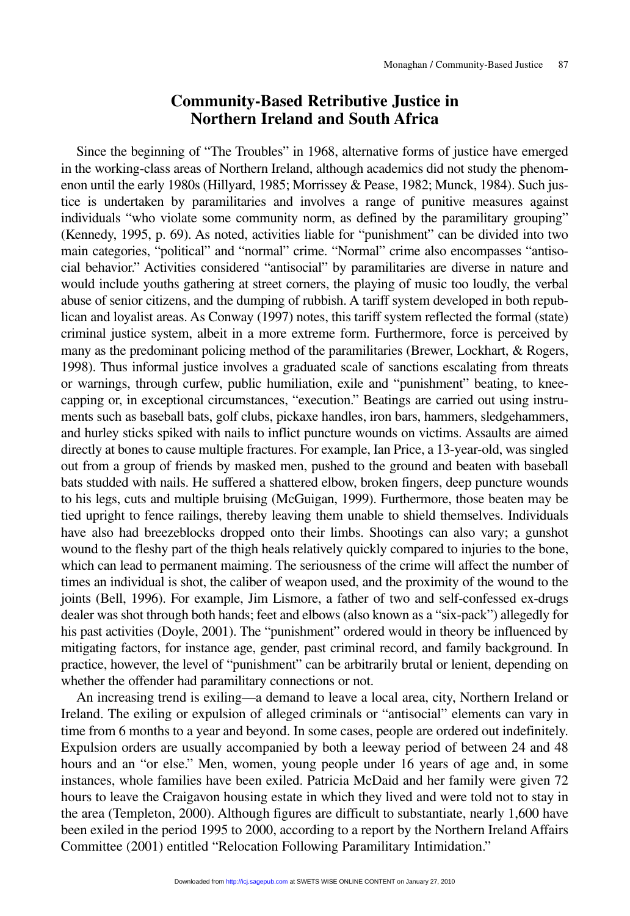## Community-Based Retributive Justice in Northern Ireland and South Africa

Since the beginning of "The Troubles" in 1968, alternative forms of justice have emerged in the working-class areas of Northern Ireland, although academics did not study the phenomenon until the early 1980s (Hillyard, 1985; Morrissey & Pease, 1982; Munck, 1984). Such justice is undertaken by paramilitaries and involves a range of punitive measures against individuals "who violate some community norm, as defined by the paramilitary grouping" (Kennedy, 1995, p. 69). As noted, activities liable for "punishment" can be divided into two main categories, "political" and "normal" crime. "Normal" crime also encompasses "antisocial behavior." Activities considered "antisocial" by paramilitaries are diverse in nature and would include youths gathering at street corners, the playing of music too loudly, the verbal abuse of senior citizens, and the dumping of rubbish. A tariff system developed in both republican and loyalist areas. As Conway (1997) notes, this tariff system reflected the formal (state) criminal justice system, albeit in a more extreme form. Furthermore, force is perceived by many as the predominant policing method of the paramilitaries (Brewer, Lockhart, & Rogers, 1998). Thus informal justice involves a graduated scale of sanctions escalating from threats or warnings, through curfew, public humiliation, exile and "punishment" beating, to knee-capping or, in exceptional circumstances, "execution." Beatings are carried out using instruments such as baseball bats, golf clubs, pickaxe handles, iron bars, hammers, sledgehammers, and hurley sticks spiked with nails to inflict puncture wounds on victims. Assaults are aimed directly at bones to cause multiple fractures. For example, Ian Price, a 13-year-old, was singled out from a group of friends by masked men, pushed to the ground and beaten with baseball bats studded with nails. He suffered a shattered elbow, broken fingers, deep puncture wounds to his legs, cuts and multiple bruising (McGuigan, 1999). Furthermore, those beaten may be tied upright to fence railings, thereby leaving them unable to shield themselves. Individuals have also had breezeblocks dropped onto their limbs. Shootings can also vary; a gunshot wound to the fleshy part of the thigh heals relatively quickly compared to injuries to the bone, which can lead to permanent maiming. The seriousness of the crime will affect the number of times an individual is shot, the caliber of weapon used, and the proximity of the wound to the joints (Bell, 1996). For example, Jim Lismore, a father of two and self-confessed ex-drugs dealer was shot through both hands; feet and elbows (also known as a "six-pack") allegedly for his past activities (Doyle, 2001). The "punishment" ordered would in theory be influenced by mitigating factors, for instance age, gender, past criminal record, and family background. In practice, however, the level of "punishment" can be arbitrarily brutal or lenient, depending on whether the offender had paramilitary connections or not.

An increasing trend is exiling—a demand to leave a local area, city, Northern Ireland or Ireland. The exiling or expulsion of alleged criminals or "antisocial" elements can vary in time from 6 months to a year and beyond. In some cases, people are ordered out indefinitely. Expulsion orders are usually accompanied by both a leeway period of between 24 and 48 hours and an "or else." Men, women, young people under 16 years of age and, in some instances, whole families have been exiled. Patricia McDaid and her family were given 72 hours to leave the Craigavon housing estate in which they lived and were told not to stay in the area (Templeton, 2000). Although figures are difficult to substantiate, nearly 1,600 have been exiled in the period 1995 to 2000, according to a report by the Northern Ireland Affairs Committee (2001) entitled "Relocation Following Paramilitary Intimidation."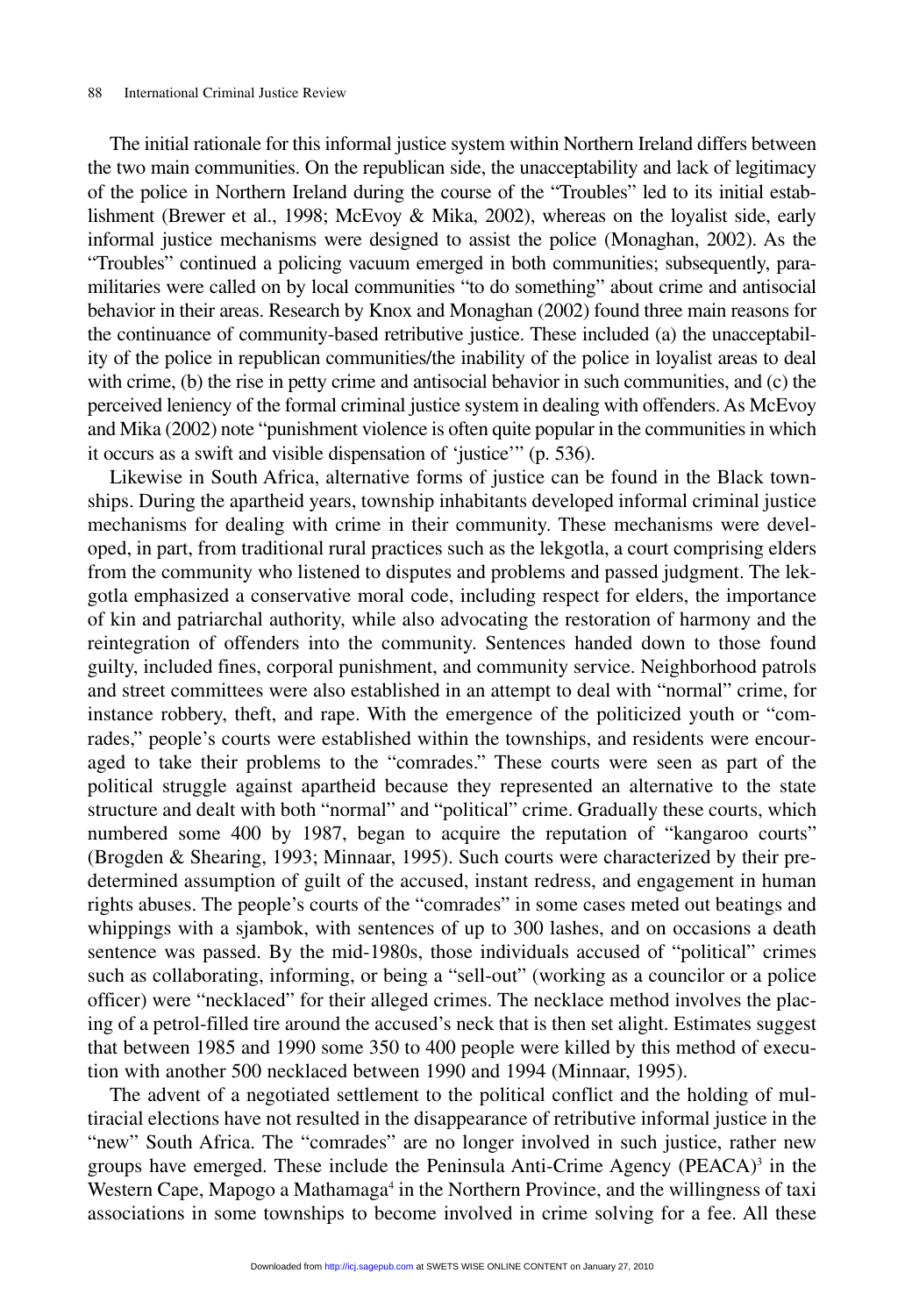The initial rationale for this informal justice system within Northern Ireland differs between the two main communities. On the republican side, the unacceptability and lack of legitimacy of the police in Northern Ireland during the course of the "Troubles" led to its initial establishment (Brewer et al., 1998; McEvoy & Mika, 2002), whereas on the loyalist side, early informal justice mechanisms were designed to assist the police (Monaghan, 2002). As the "Troubles" continued a policing vacuum emerged in both communities; subsequently, paramilitaries were called on by local communities "to do something" about crime and antisocial behavior in their areas. Research by Knox and Monaghan (2002) found three main reasons for the continuance of community-based retributive justice. These included (a) the unacceptability of the police in republican communities/the inability of the police in loyalist areas to deal with crime, (b) the rise in petty crime and antisocial behavior in such communities, and (c) the perceived leniency of the formal criminal justice system in dealing with offenders. As McEvoy and Mika (2002) note "punishment violence is often quite popular in the communities in which it occurs as a swift and visible dispensation of 'justice'" (p. 536).

Likewise in South Africa, alternative forms of justice can be found in the Black townships. During the apartheid years, township inhabitants developed informal criminal justice mechanisms for dealing with crime in their community. These mechanisms were developed, in part, from traditional rural practices such as the lekgotla, a court comprising elders from the community who listened to disputes and problems and passed judgment. The lekgotla emphasized a conservative moral code, including respect for elders, the importance of kin and patriarchal authority, while also advocating the restoration of harmony and the reintegration of offenders into the community. Sentences handed down to those found guilty, included fines, corporal punishment, and community service. Neighborhood patrols and street committees were also established in an attempt to deal with "normal" crime, for instance robbery, theft, and rape. With the emergence of the politicized youth or "comrades," people's courts were established within the townships, and residents were encouraged to take their problems to the "comrades." These courts were seen as part of the political struggle against apartheid because they represented an alternative to the state structure and dealt with both "normal" and "political" crime. Gradually these courts, which numbered some 400 by 1987, began to acquire the reputation of "kangaroo courts" (Brogden & Shearing, 1993; Minnaar, 1995). Such courts were characterized by their predetermined assumption of guilt of the accused, instant redress, and engagement in human rights abuses. The people's courts of the "comrades" in some cases meted out beatings and whippings with a sjambok, with sentences of up to 300 lashes, and on occasions a death sentence was passed. By the mid-1980s, those individuals accused of "political" crimes such as collaborating, informing, or being a "sell-out" (working as a councilor or a police officer) were "necklaced" for their alleged crimes. The necklace method involves the placing of a petrol-filled tire around the accused's neck that is then set alight. Estimates suggest that between 1985 and 1990 some 350 to 400 people were killed by this method of execution with another 500 necklaced between 1990 and 1994 (Minnaar, 1995).

The advent of a negotiated settlement to the political conflict and the holding of multiracial elections have not resulted in the disappearance of retributive informal justice in the "new" South Africa. The "comrades" are no longer involved in such justice, rather new groups have emerged. These include the Peninsula Anti-Crime Agency (PEACA)[3] in the Western Cape, Mapogo a Mathamaga[4] in the Northern Province, and the willingness of taxi associations in some townships to become involved in crime solving for a fee. All these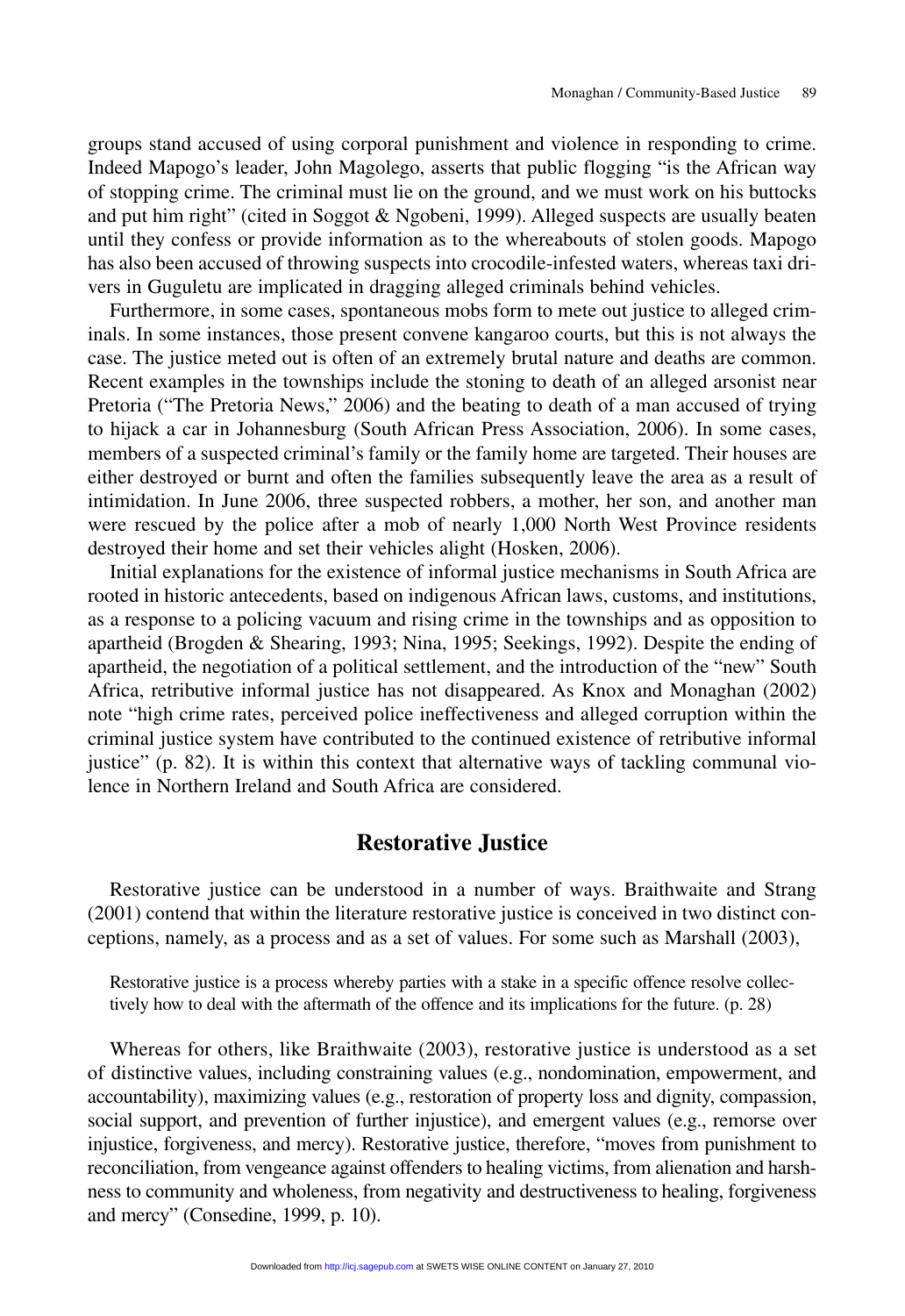groups stand accused of using corporal punishment and violence in responding to crime. Indeed Mapogo's leader, John Magolego, asserts that public flogging "is the African way of stopping crime. The criminal must lie on the ground, and we must work on his buttocks and put him right" (cited in Soggot & Ngobeni, 1999). Alleged suspects are usually beaten until they confess or provide information as to the whereabouts of stolen goods. Mapogo has also been accused of throwing suspects into crocodile-infested waters, whereas taxi drivers in Guguletu are implicated in dragging alleged criminals behind vehicles.

Furthermore, in some cases, spontaneous mobs form to mete out justice to alleged criminals. In some instances, those present convene kangaroo courts, but this is not always the case. The justice meted out is often of an extremely brutal nature and deaths are common. Recent examples in the townships include the stoning to death of an alleged arsonist near Pretoria ("The Pretoria News," 2006) and the beating to death of a man accused of trying to hijack a car in Johannesburg (South African Press Association, 2006). In some cases, members of a suspected criminal's family or the family home are targeted. Their houses are either destroyed or burnt and often the families subsequently leave the area as a result of intimidation. In June 2006, three suspected robbers, a mother, her son, and another man were rescued by the police after a mob of nearly 1,000 North West Province residents destroyed their home and set their vehicles alight (Hosken, 2006).

Initial explanations for the existence of informal justice mechanisms in South Africa are rooted in historic antecedents, based on indigenous African laws, customs, and institutions, as a response to a policing vacuum and rising crime in the townships and as opposition to apartheid (Brogden & Shearing, 1993; Nina, 1995; Seekings, 1992). Despite the ending of apartheid, the negotiation of a political settlement, and the introduction of the "new" South Africa, retributive informal justice has not disappeared. As Knox and Monaghan (2002) note "high crime rates, perceived police ineffectiveness and alleged corruption within the criminal justice system have contributed to the continued existence of retributive informal justice" (p. 82). It is within this context that alternative ways of tackling communal violence in Northern Ireland and South Africa are considered.

## Restorative Justice

Restorative justice can be understood in a number of ways. Braithwaite and Strang (2001) contend that within the literature restorative justice is conceived in two distinct conceptions, namely, as a process and as a set of values. For some such as Marshall (2003),

> Restorative justice is a process whereby parties with a stake in a specific offence resolve collectively how to deal with the aftermath of the offence and its implications for the future. (p. 28)

Whereas for others, like Braithwaite (2003), restorative justice is understood as a set of distinctive values, including constraining values (e.g., nondomination, empowerment, and accountability), maximizing values (e.g., restoration of property loss and dignity, compassion, social support, and prevention of further injustice), and emergent values (e.g., remorse over injustice, forgiveness, and mercy). Restorative justice, therefore, "moves from punishment to reconciliation, from vengeance against offenders to healing victims, from alienation and harshness to community and wholeness, from negativity and destructiveness to healing, forgiveness and mercy" (Consedine, 1999, p. 10).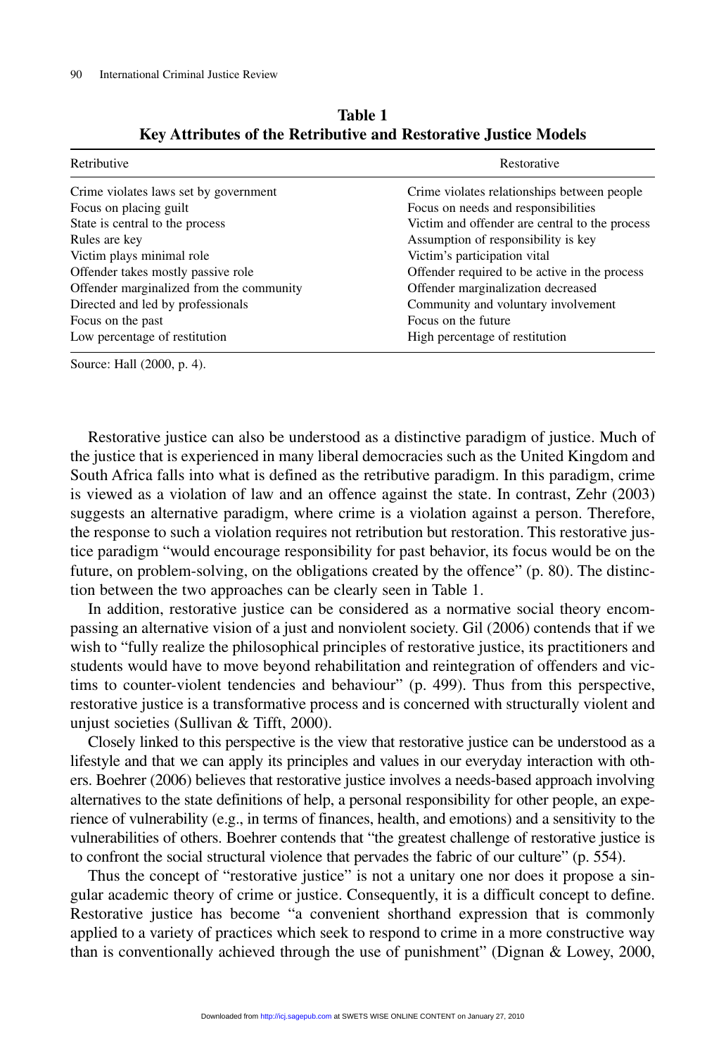**Table 1**
**Key Attributes of the Retributive and Restorative Justice Models**

| Retributive | Restorative |
|---|---|
| Crime violates laws set by government | Crime violates relationships between people |
| Focus on placing guilt | Focus on needs and responsibilities |
| State is central to the process | Victim and offender are central to the process |
| Rules are key | Assumption of responsibility is key |
| Victim plays minimal role | Victim's participation vital |
| Offender takes mostly passive role | Offender required to be active in the process |
| Offender marginalized from the community | Offender marginalization decreased |
| Directed and led by professionals | Community and voluntary involvement |
| Focus on the past | Focus on the future |
| Low percentage of restitution | High percentage of restitution |

Source: Hall (2000, p. 4).

Restorative justice can also be understood as a distinctive paradigm of justice. Much of the justice that is experienced in many liberal democracies such as the United Kingdom and South Africa falls into what is defined as the retributive paradigm. In this paradigm, crime is viewed as a violation of law and an offence against the state. In contrast, Zehr (2003) suggests an alternative paradigm, where crime is a violation against a person. Therefore, the response to such a violation requires not retribution but restoration. This restorative justice paradigm "would encourage responsibility for past behavior, its focus would be on the future, on problem-solving, on the obligations created by the offence" (p. 80). The distinction between the two approaches can be clearly seen in Table 1.

In addition, restorative justice can be considered as a normative social theory encompassing an alternative vision of a just and nonviolent society. Gil (2006) contends that if we wish to "fully realize the philosophical principles of restorative justice, its practitioners and students would have to move beyond rehabilitation and reintegration of offenders and victims to counter-violent tendencies and behaviour" (p. 499). Thus from this perspective, restorative justice is a transformative process and is concerned with structurally violent and unjust societies (Sullivan & Tifft, 2000).

Closely linked to this perspective is the view that restorative justice can be understood as a lifestyle and that we can apply its principles and values in our everyday interaction with others. Boehrer (2006) believes that restorative justice involves a needs-based approach involving alternatives to the state definitions of help, a personal responsibility for other people, an experience of vulnerability (e.g., in terms of finances, health, and emotions) and a sensitivity to the vulnerabilities of others. Boehrer contends that "the greatest challenge of restorative justice is to confront the social structural violence that pervades the fabric of our culture" (p. 554).

Thus the concept of "restorative justice" is not a unitary one nor does it propose a singular academic theory of crime or justice. Consequently, it is a difficult concept to define. Restorative justice has become "a convenient shorthand expression that is commonly applied to a variety of practices which seek to respond to crime in a more constructive way than is conventionally achieved through the use of punishment" (Dignan & Lowey, 2000,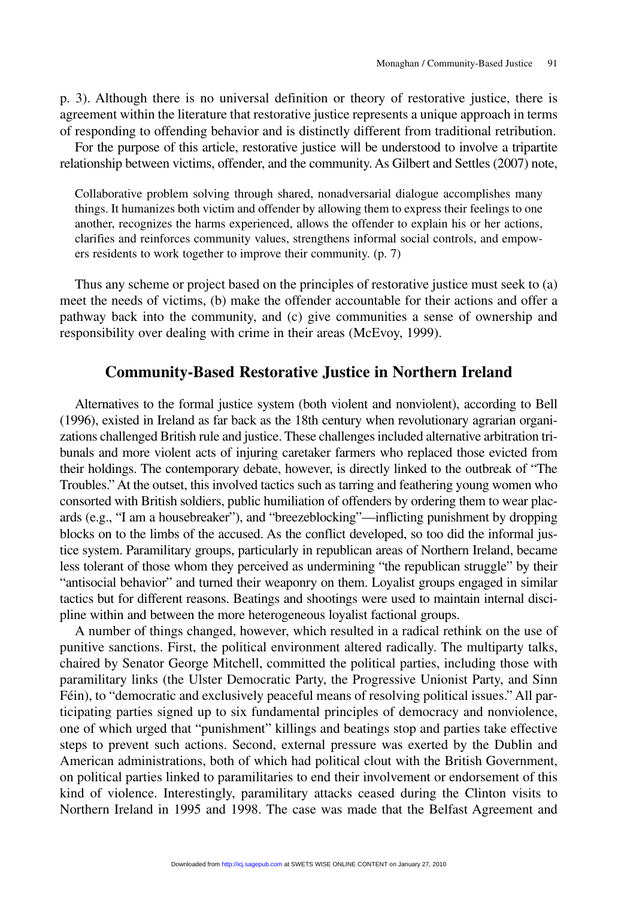p. 3). Although there is no universal definition or theory of restorative justice, there is agreement within the literature that restorative justice represents a unique approach in terms of responding to offending behavior and is distinctly different from traditional retribution.

For the purpose of this article, restorative justice will be understood to involve a tripartite relationship between victims, offender, and the community. As Gilbert and Settles (2007) note,

> Collaborative problem solving through shared, nonadversarial dialogue accomplishes many things. It humanizes both victim and offender by allowing them to express their feelings to one another, recognizes the harms experienced, allows the offender to explain his or her actions, clarifies and reinforces community values, strengthens informal social controls, and empowers residents to work together to improve their community. (p. 7)

Thus any scheme or project based on the principles of restorative justice must seek to (a) meet the needs of victims, (b) make the offender accountable for their actions and offer a pathway back into the community, and (c) give communities a sense of ownership and responsibility over dealing with crime in their areas (McEvoy, 1999).

## Community-Based Restorative Justice in Northern Ireland

Alternatives to the formal justice system (both violent and nonviolent), according to Bell (1996), existed in Ireland as far back as the 18th century when revolutionary agrarian organizations challenged British rule and justice. These challenges included alternative arbitration tribunals and more violent acts of injuring caretaker farmers who replaced those evicted from their holdings. The contemporary debate, however, is directly linked to the outbreak of "The Troubles." At the outset, this involved tactics such as tarring and feathering young women who consorted with British soldiers, public humiliation of offenders by ordering them to wear placards (e.g., "I am a housebreaker"), and "breezeblocking"—inflicting punishment by dropping blocks on to the limbs of the accused. As the conflict developed, so too did the informal justice system. Paramilitary groups, particularly in republican areas of Northern Ireland, became less tolerant of those whom they perceived as undermining "the republican struggle" by their "antisocial behavior" and turned their weaponry on them. Loyalist groups engaged in similar tactics but for different reasons. Beatings and shootings were used to maintain internal discipline within and between the more heterogeneous loyalist factional groups.

A number of things changed, however, which resulted in a radical rethink on the use of punitive sanctions. First, the political environment altered radically. The multiparty talks, chaired by Senator George Mitchell, committed the political parties, including those with paramilitary links (the Ulster Democratic Party, the Progressive Unionist Party, and Sinn Féin), to "democratic and exclusively peaceful means of resolving political issues." All participating parties signed up to six fundamental principles of democracy and nonviolence, one of which urged that "punishment" killings and beatings stop and parties take effective steps to prevent such actions. Second, external pressure was exerted by the Dublin and American administrations, both of which had political clout with the British Government, on political parties linked to paramilitaries to end their involvement or endorsement of this kind of violence. Interestingly, paramilitary attacks ceased during the Clinton visits to Northern Ireland in 1995 and 1998. The case was made that the Belfast Agreement and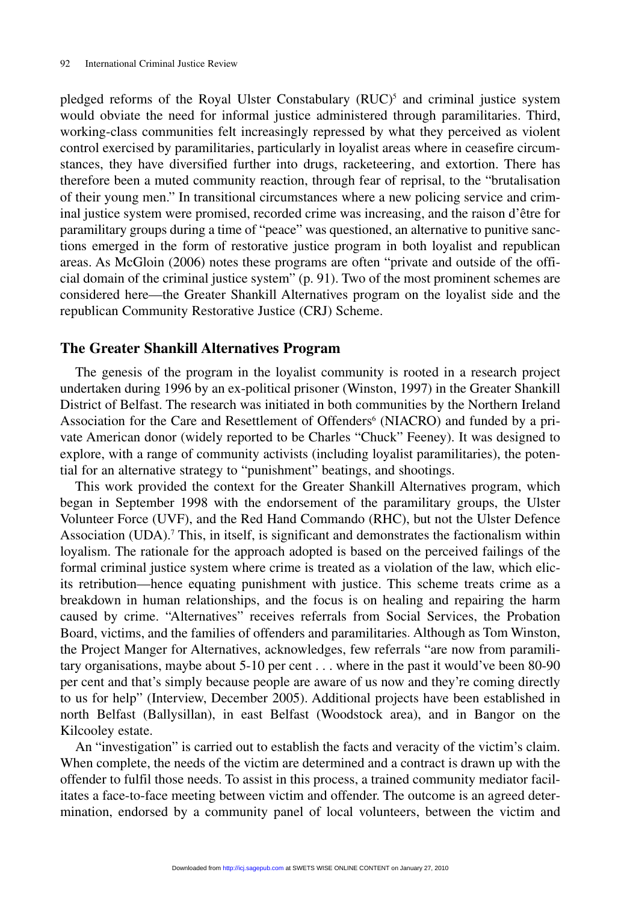pledged reforms of the Royal Ulster Constabulary (RUC)[5] and criminal justice system would obviate the need for informal justice administered through paramilitaries. Third, working-class communities felt increasingly repressed by what they perceived as violent control exercised by paramilitaries, particularly in loyalist areas where in ceasefire circumstances, they have diversified further into drugs, racketeering, and extortion. There has therefore been a muted community reaction, through fear of reprisal, to the "brutalisation of their young men." In transitional circumstances where a new policing service and criminal justice system were promised, recorded crime was increasing, and the raison d'être for paramilitary groups during a time of "peace" was questioned, an alternative to punitive sanctions emerged in the form of restorative justice program in both loyalist and republican areas. As McGloin (2006) notes these programs are often "private and outside of the official domain of the criminal justice system" (p. 91). Two of the most prominent schemes are considered here—the Greater Shankill Alternatives program on the loyalist side and the republican Community Restorative Justice (CRJ) Scheme.

## The Greater Shankill Alternatives Program

The genesis of the program in the loyalist community is rooted in a research project undertaken during 1996 by an ex-political prisoner (Winston, 1997) in the Greater Shankill District of Belfast. The research was initiated in both communities by the Northern Ireland Association for the Care and Resettlement of Offenders[6] (NIACRO) and funded by a private American donor (widely reported to be Charles "Chuck" Feeney). It was designed to explore, with a range of community activists (including loyalist paramilitaries), the potential for an alternative strategy to "punishment" beatings, and shootings.

This work provided the context for the Greater Shankill Alternatives program, which began in September 1998 with the endorsement of the paramilitary groups, the Ulster Volunteer Force (UVF), and the Red Hand Commando (RHC), but not the Ulster Defence Association (UDA).[7] This, in itself, is significant and demonstrates the factionalism within loyalism. The rationale for the approach adopted is based on the perceived failings of the formal criminal justice system where crime is treated as a violation of the law, which elicits retribution—hence equating punishment with justice. This scheme treats crime as a breakdown in human relationships, and the focus is on healing and repairing the harm caused by crime. "Alternatives" receives referrals from Social Services, the Probation Board, victims, and the families of offenders and paramilitaries. Although as Tom Winston, the Project Manger for Alternatives, acknowledges, few referrals "are now from paramilitary organisations, maybe about 5-10 per cent . . . where in the past it would've been 80-90 per cent and that's simply because people are aware of us now and they're coming directly to us for help" (Interview, December 2005). Additional projects have been established in north Belfast (Ballysillan), in east Belfast (Woodstock area), and in Bangor on the Kilcooley estate.

An "investigation" is carried out to establish the facts and veracity of the victim's claim. When complete, the needs of the victim are determined and a contract is drawn up with the offender to fulfil those needs. To assist in this process, a trained community mediator facilitates a face-to-face meeting between victim and offender. The outcome is an agreed determination, endorsed by a community panel of local volunteers, between the victim and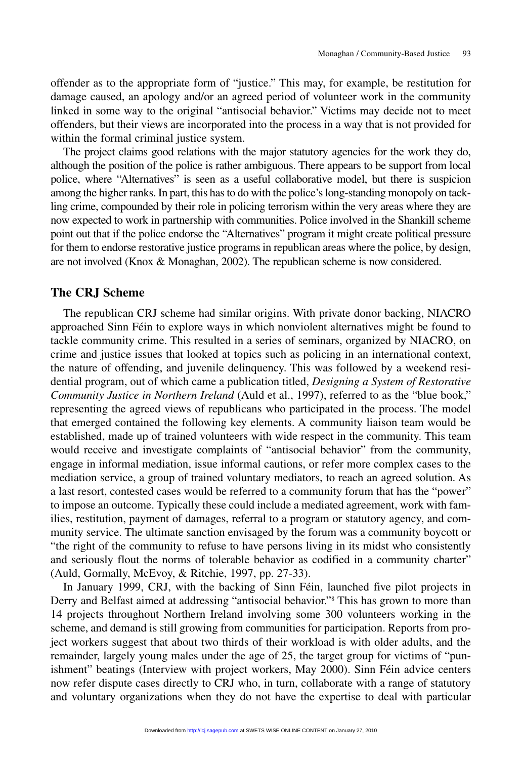offender as to the appropriate form of "justice." This may, for example, be restitution for damage caused, an apology and/or an agreed period of volunteer work in the community linked in some way to the original "antisocial behavior." Victims may decide not to meet offenders, but their views are incorporated into the process in a way that is not provided for within the formal criminal justice system.

The project claims good relations with the major statutory agencies for the work they do, although the position of the police is rather ambiguous. There appears to be support from local police, where "Alternatives" is seen as a useful collaborative model, but there is suspicion among the higher ranks. In part, this has to do with the police's long-standing monopoly on tackling crime, compounded by their role in policing terrorism within the very areas where they are now expected to work in partnership with communities. Police involved in the Shankill scheme point out that if the police endorse the "Alternatives" program it might create political pressure for them to endorse restorative justice programs in republican areas where the police, by design, are not involved (Knox & Monaghan, 2002). The republican scheme is now considered.

## The CRJ Scheme

The republican CRJ scheme had similar origins. With private donor backing, NIACRO approached Sinn Féin to explore ways in which nonviolent alternatives might be found to tackle community crime. This resulted in a series of seminars, organized by NIACRO, on crime and justice issues that looked at topics such as policing in an international context, the nature of offending, and juvenile delinquency. This was followed by a weekend residential program, out of which came a publication titled, *Designing a System of Restorative Community Justice in Northern Ireland* (Auld et al., 1997), referred to as the "blue book," representing the agreed views of republicans who participated in the process. The model that emerged contained the following key elements. A community liaison team would be established, made up of trained volunteers with wide respect in the community. This team would receive and investigate complaints of "antisocial behavior" from the community, engage in informal mediation, issue informal cautions, or refer more complex cases to the mediation service, a group of trained voluntary mediators, to reach an agreed solution. As a last resort, contested cases would be referred to a community forum that has the "power" to impose an outcome. Typically these could include a mediated agreement, work with families, restitution, payment of damages, referral to a program or statutory agency, and community service. The ultimate sanction envisaged by the forum was a community boycott or "the right of the community to refuse to have persons living in its midst who consistently and seriously flout the norms of tolerable behavior as codified in a community charter" (Auld, Gormally, McEvoy, & Ritchie, 1997, pp. 27-33).

In January 1999, CRJ, with the backing of Sinn Féin, launched five pilot projects in Derry and Belfast aimed at addressing "antisocial behavior."[8] This has grown to more than 14 projects throughout Northern Ireland involving some 300 volunteers working in the scheme, and demand is still growing from communities for participation. Reports from project workers suggest that about two thirds of their workload is with older adults, and the remainder, largely young males under the age of 25, the target group for victims of "punishment" beatings (Interview with project workers, May 2000). Sinn Féin advice centers now refer dispute cases directly to CRJ who, in turn, collaborate with a range of statutory and voluntary organizations when they do not have the expertise to deal with particular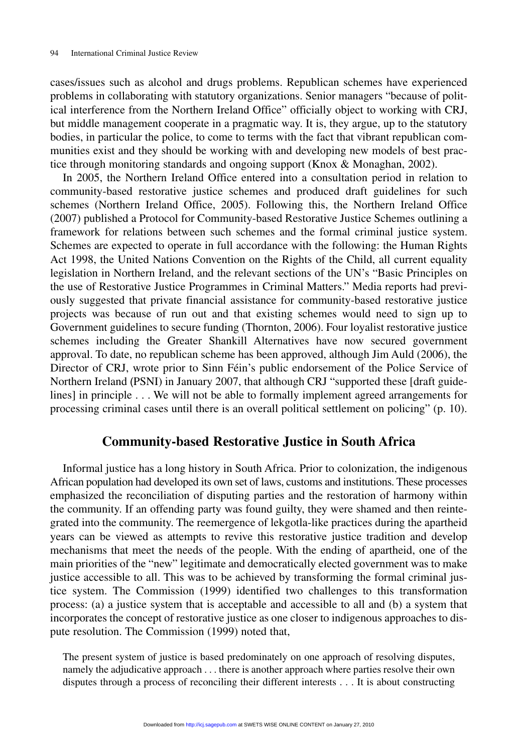cases/issues such as alcohol and drugs problems. Republican schemes have experienced problems in collaborating with statutory organizations. Senior managers "because of political interference from the Northern Ireland Office" officially object to working with CRJ, but middle management cooperate in a pragmatic way. It is, they argue, up to the statutory bodies, in particular the police, to come to terms with the fact that vibrant republican communities exist and they should be working with and developing new models of best practice through monitoring standards and ongoing support (Knox & Monaghan, 2002).

In 2005, the Northern Ireland Office entered into a consultation period in relation to community-based restorative justice schemes and produced draft guidelines for such schemes (Northern Ireland Office, 2005). Following this, the Northern Ireland Office (2007) published a Protocol for Community-based Restorative Justice Schemes outlining a framework for relations between such schemes and the formal criminal justice system. Schemes are expected to operate in full accordance with the following: the Human Rights Act 1998, the United Nations Convention on the Rights of the Child, all current equality legislation in Northern Ireland, and the relevant sections of the UN's "Basic Principles on the use of Restorative Justice Programmes in Criminal Matters." Media reports had previously suggested that private financial assistance for community-based restorative justice projects was because of run out and that existing schemes would need to sign up to Government guidelines to secure funding (Thornton, 2006). Four loyalist restorative justice schemes including the Greater Shankill Alternatives have now secured government approval. To date, no republican scheme has been approved, although Jim Auld (2006), the Director of CRJ, wrote prior to Sinn Féin's public endorsement of the Police Service of Northern Ireland (PSNI) in January 2007, that although CRJ "supported these [draft guidelines] in principle . . . We will not be able to formally implement agreed arrangements for processing criminal cases until there is an overall political settlement on policing" (p. 10).

## Community-based Restorative Justice in South Africa

Informal justice has a long history in South Africa. Prior to colonization, the indigenous African population had developed its own set of laws, customs and institutions. These processes emphasized the reconciliation of disputing parties and the restoration of harmony within the community. If an offending party was found guilty, they were shamed and then reintegrated into the community. The reemergence of lekgotla-like practices during the apartheid years can be viewed as attempts to revive this restorative justice tradition and develop mechanisms that meet the needs of the people. With the ending of apartheid, one of the main priorities of the "new" legitimate and democratically elected government was to make justice accessible to all. This was to be achieved by transforming the formal criminal justice system. The Commission (1999) identified two challenges to this transformation process: (a) a justice system that is acceptable and accessible to all and (b) a system that incorporates the concept of restorative justice as one closer to indigenous approaches to dispute resolution. The Commission (1999) noted that,

> The present system of justice is based predominately on one approach of resolving disputes, namely the adjudicative approach . . . there is another approach where parties resolve their own disputes through a process of reconciling their different interests . . . It is about constructing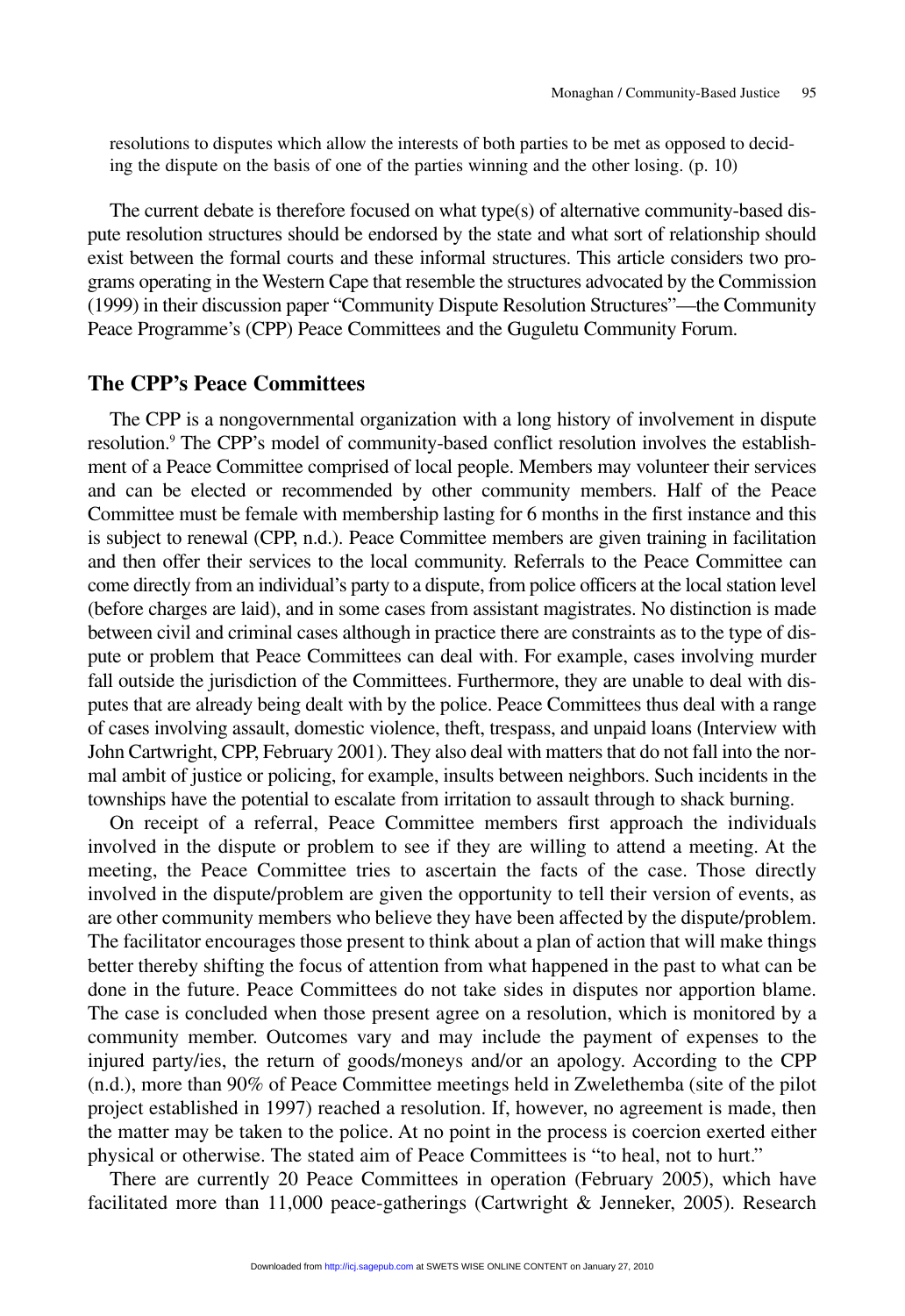resolutions to disputes which allow the interests of both parties to be met as opposed to deciding the dispute on the basis of one of the parties winning and the other losing. (p. 10)

The current debate is therefore focused on what type(s) of alternative community-based dispute resolution structures should be endorsed by the state and what sort of relationship should exist between the formal courts and these informal structures. This article considers two programs operating in the Western Cape that resemble the structures advocated by the Commission (1999) in their discussion paper "Community Dispute Resolution Structures"—the Community Peace Programme's (CPP) Peace Committees and the Guguletu Community Forum.

## The CPP's Peace Committees

The CPP is a nongovernmental organization with a long history of involvement in dispute resolution.[9] The CPP's model of community-based conflict resolution involves the establishment of a Peace Committee comprised of local people. Members may volunteer their services and can be elected or recommended by other community members. Half of the Peace Committee must be female with membership lasting for 6 months in the first instance and this is subject to renewal (CPP, n.d.). Peace Committee members are given training in facilitation and then offer their services to the local community. Referrals to the Peace Committee can come directly from an individual's party to a dispute, from police officers at the local station level (before charges are laid), and in some cases from assistant magistrates. No distinction is made between civil and criminal cases although in practice there are constraints as to the type of dispute or problem that Peace Committees can deal with. For example, cases involving murder fall outside the jurisdiction of the Committees. Furthermore, they are unable to deal with disputes that are already being dealt with by the police. Peace Committees thus deal with a range of cases involving assault, domestic violence, theft, trespass, and unpaid loans (Interview with John Cartwright, CPP, February 2001). They also deal with matters that do not fall into the normal ambit of justice or policing, for example, insults between neighbors. Such incidents in the townships have the potential to escalate from irritation to assault through to shack burning.

On receipt of a referral, Peace Committee members first approach the individuals involved in the dispute or problem to see if they are willing to attend a meeting. At the meeting, the Peace Committee tries to ascertain the facts of the case. Those directly involved in the dispute/problem are given the opportunity to tell their version of events, as are other community members who believe they have been affected by the dispute/problem. The facilitator encourages those present to think about a plan of action that will make things better thereby shifting the focus of attention from what happened in the past to what can be done in the future. Peace Committees do not take sides in disputes nor apportion blame. The case is concluded when those present agree on a resolution, which is monitored by a community member. Outcomes vary and may include the payment of expenses to the injured party/ies, the return of goods/moneys and/or an apology. According to the CPP (n.d.), more than 90% of Peace Committee meetings held in Zwelethemba (site of the pilot project established in 1997) reached a resolution. If, however, no agreement is made, then the matter may be taken to the police. At no point in the process is coercion exerted either physical or otherwise. The stated aim of Peace Committees is "to heal, not to hurt."

There are currently 20 Peace Committees in operation (February 2005), which have facilitated more than 11,000 peace-gatherings (Cartwright & Jenneker, 2005). Research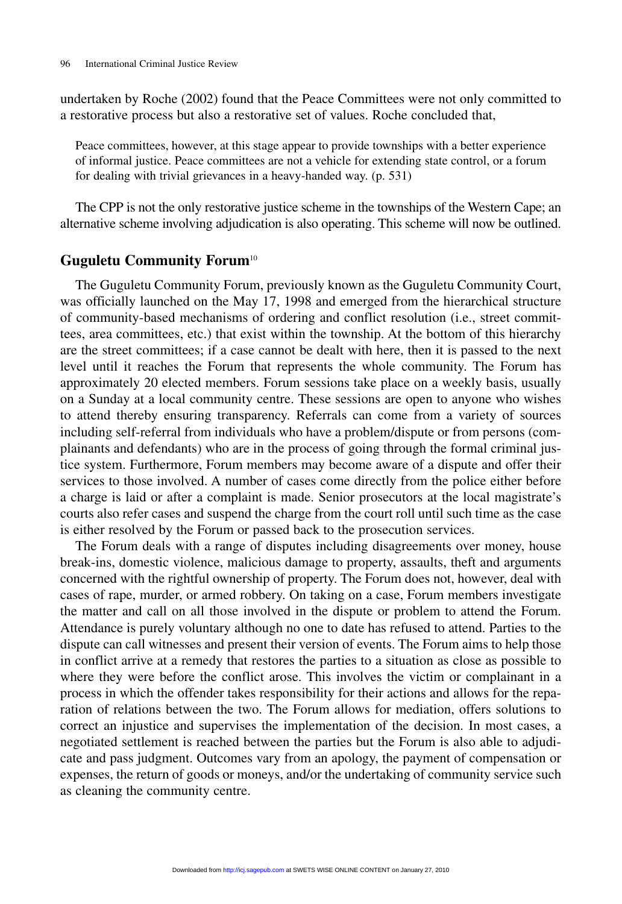undertaken by Roche (2002) found that the Peace Committees were not only committed to a restorative process but also a restorative set of values. Roche concluded that,

> Peace committees, however, at this stage appear to provide townships with a better experience of informal justice. Peace committees are not a vehicle for extending state control, or a forum for dealing with trivial grievances in a heavy-handed way. (p. 531)

The CPP is not the only restorative justice scheme in the townships of the Western Cape; an alternative scheme involving adjudication is also operating. This scheme will now be outlined.

## Guguletu Community Forum[10]

The Guguletu Community Forum, previously known as the Guguletu Community Court, was officially launched on the May 17, 1998 and emerged from the hierarchical structure of community-based mechanisms of ordering and conflict resolution (i.e., street committees, area committees, etc.) that exist within the township. At the bottom of this hierarchy are the street committees; if a case cannot be dealt with here, then it is passed to the next level until it reaches the Forum that represents the whole community. The Forum has approximately 20 elected members. Forum sessions take place on a weekly basis, usually on a Sunday at a local community centre. These sessions are open to anyone who wishes to attend thereby ensuring transparency. Referrals can come from a variety of sources including self-referral from individuals who have a problem/dispute or from persons (complainants and defendants) who are in the process of going through the formal criminal justice system. Furthermore, Forum members may become aware of a dispute and offer their services to those involved. A number of cases come directly from the police either before a charge is laid or after a complaint is made. Senior prosecutors at the local magistrate's courts also refer cases and suspend the charge from the court roll until such time as the case is either resolved by the Forum or passed back to the prosecution services.

The Forum deals with a range of disputes including disagreements over money, house break-ins, domestic violence, malicious damage to property, assaults, theft and arguments concerned with the rightful ownership of property. The Forum does not, however, deal with cases of rape, murder, or armed robbery. On taking on a case, Forum members investigate the matter and call on all those involved in the dispute or problem to attend the Forum. Attendance is purely voluntary although no one to date has refused to attend. Parties to the dispute can call witnesses and present their version of events. The Forum aims to help those in conflict arrive at a remedy that restores the parties to a situation as close as possible to where they were before the conflict arose. This involves the victim or complainant in a process in which the offender takes responsibility for their actions and allows for the reparation of relations between the two. The Forum allows for mediation, offers solutions to correct an injustice and supervises the implementation of the decision. In most cases, a negotiated settlement is reached between the parties but the Forum is also able to adjudicate and pass judgment. Outcomes vary from an apology, the payment of compensation or expenses, the return of goods or moneys, and/or the undertaking of community service such as cleaning the community centre.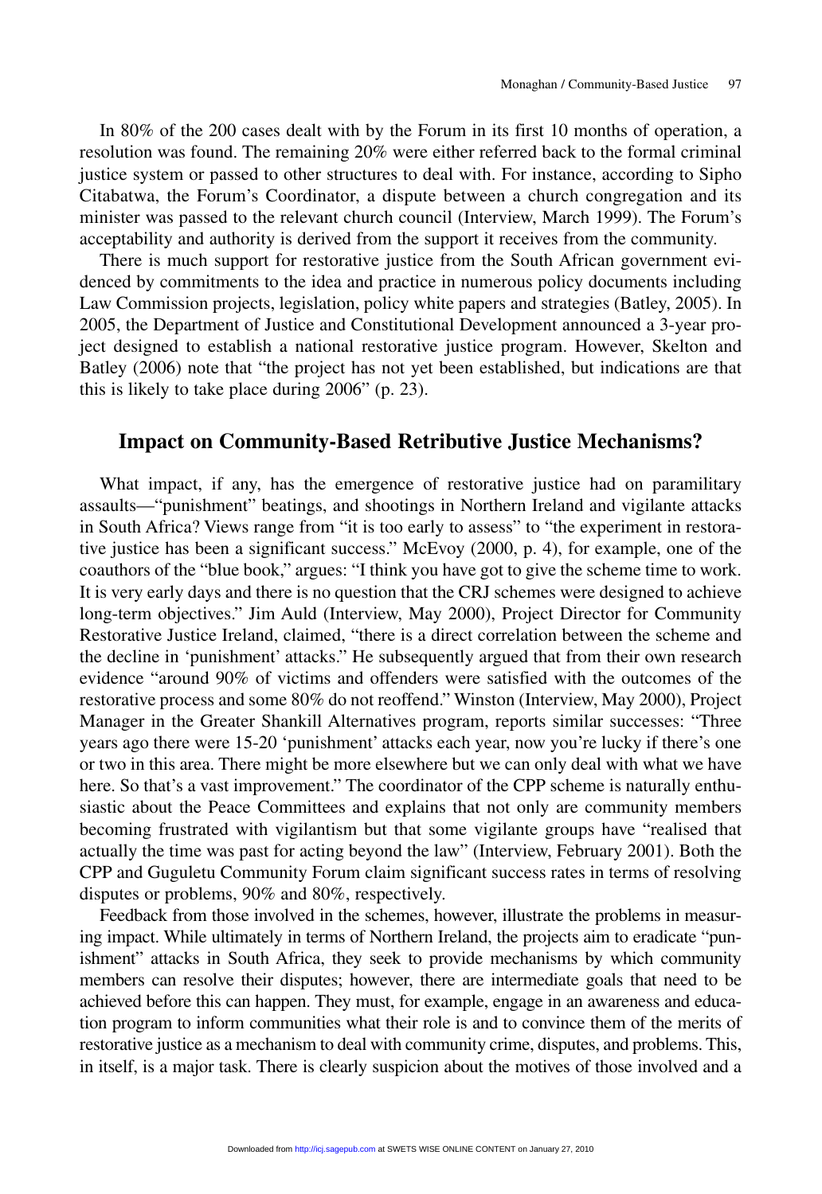In 80% of the 200 cases dealt with by the Forum in its first 10 months of operation, a resolution was found. The remaining 20% were either referred back to the formal criminal justice system or passed to other structures to deal with. For instance, according to Sipho Citabatwa, the Forum's Coordinator, a dispute between a church congregation and its minister was passed to the relevant church council (Interview, March 1999). The Forum's acceptability and authority is derived from the support it receives from the community.

There is much support for restorative justice from the South African government evidenced by commitments to the idea and practice in numerous policy documents including Law Commission projects, legislation, policy white papers and strategies (Batley, 2005). In 2005, the Department of Justice and Constitutional Development announced a 3-year project designed to establish a national restorative justice program. However, Skelton and Batley (2006) note that "the project has not yet been established, but indications are that this is likely to take place during 2006" (p. 23).

## Impact on Community-Based Retributive Justice Mechanisms?

What impact, if any, has the emergence of restorative justice had on paramilitary assaults—"punishment" beatings, and shootings in Northern Ireland and vigilante attacks in South Africa? Views range from "it is too early to assess" to "the experiment in restorative justice has been a significant success." McEvoy (2000, p. 4), for example, one of the coauthors of the "blue book," argues: "I think you have got to give the scheme time to work. It is very early days and there is no question that the CRJ schemes were designed to achieve long-term objectives." Jim Auld (Interview, May 2000), Project Director for Community Restorative Justice Ireland, claimed, "there is a direct correlation between the scheme and the decline in 'punishment' attacks." He subsequently argued that from their own research evidence "around 90% of victims and offenders were satisfied with the outcomes of the restorative process and some 80% do not reoffend." Winston (Interview, May 2000), Project Manager in the Greater Shankill Alternatives program, reports similar successes: "Three years ago there were 15-20 'punishment' attacks each year, now you're lucky if there's one or two in this area. There might be more elsewhere but we can only deal with what we have here. So that's a vast improvement." The coordinator of the CPP scheme is naturally enthusiastic about the Peace Committees and explains that not only are community members becoming frustrated with vigilantism but that some vigilante groups have "realised that actually the time was past for acting beyond the law" (Interview, February 2001). Both the CPP and Guguletu Community Forum claim significant success rates in terms of resolving disputes or problems, 90% and 80%, respectively.

Feedback from those involved in the schemes, however, illustrate the problems in measuring impact. While ultimately in terms of Northern Ireland, the projects aim to eradicate "punishment" attacks in South Africa, they seek to provide mechanisms by which community members can resolve their disputes; however, there are intermediate goals that need to be achieved before this can happen. They must, for example, engage in an awareness and education program to inform communities what their role is and to convince them of the merits of restorative justice as a mechanism to deal with community crime, disputes, and problems. This, in itself, is a major task. There is clearly suspicion about the motives of those involved and a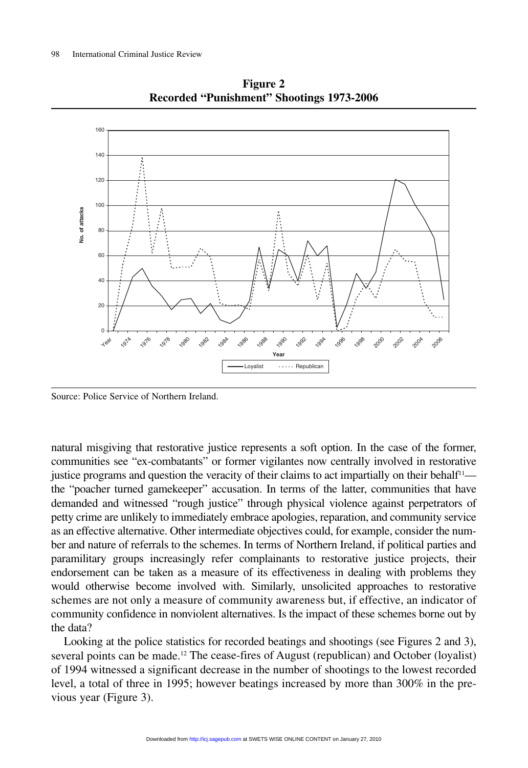**Figure 2**
**Recorded "Punishment" Shootings 1973-2006**

Source: Police Service of Northern Ireland.

natural misgiving that restorative justice represents a soft option. In the case of the former, communities see "ex-combatants" or former vigilantes now centrally involved in restorative justice programs and question the veracity of their claims to act impartially on their behalf[11]—the "poacher turned gamekeeper" accusation. In terms of the latter, communities that have demanded and witnessed "rough justice" through physical violence against perpetrators of petty crime are unlikely to immediately embrace apologies, reparation, and community service as an effective alternative. Other intermediate objectives could, for example, consider the number and nature of referrals to the schemes. In terms of Northern Ireland, if political parties and paramilitary groups increasingly refer complainants to restorative justice projects, their endorsement can be taken as a measure of its effectiveness in dealing with problems they would otherwise become involved with. Similarly, unsolicited approaches to restorative schemes are not only a measure of community awareness but, if effective, an indicator of community confidence in nonviolent alternatives. Is the impact of these schemes borne out by the data?

Looking at the police statistics for recorded beatings and shootings (see Figures 2 and 3), several points can be made.[12] The cease-fires of August (republican) and October (loyalist) of 1994 witnessed a significant decrease in the number of shootings to the lowest recorded level, a total of three in 1995; however beatings increased by more than 300% in the previous year (Figure 3).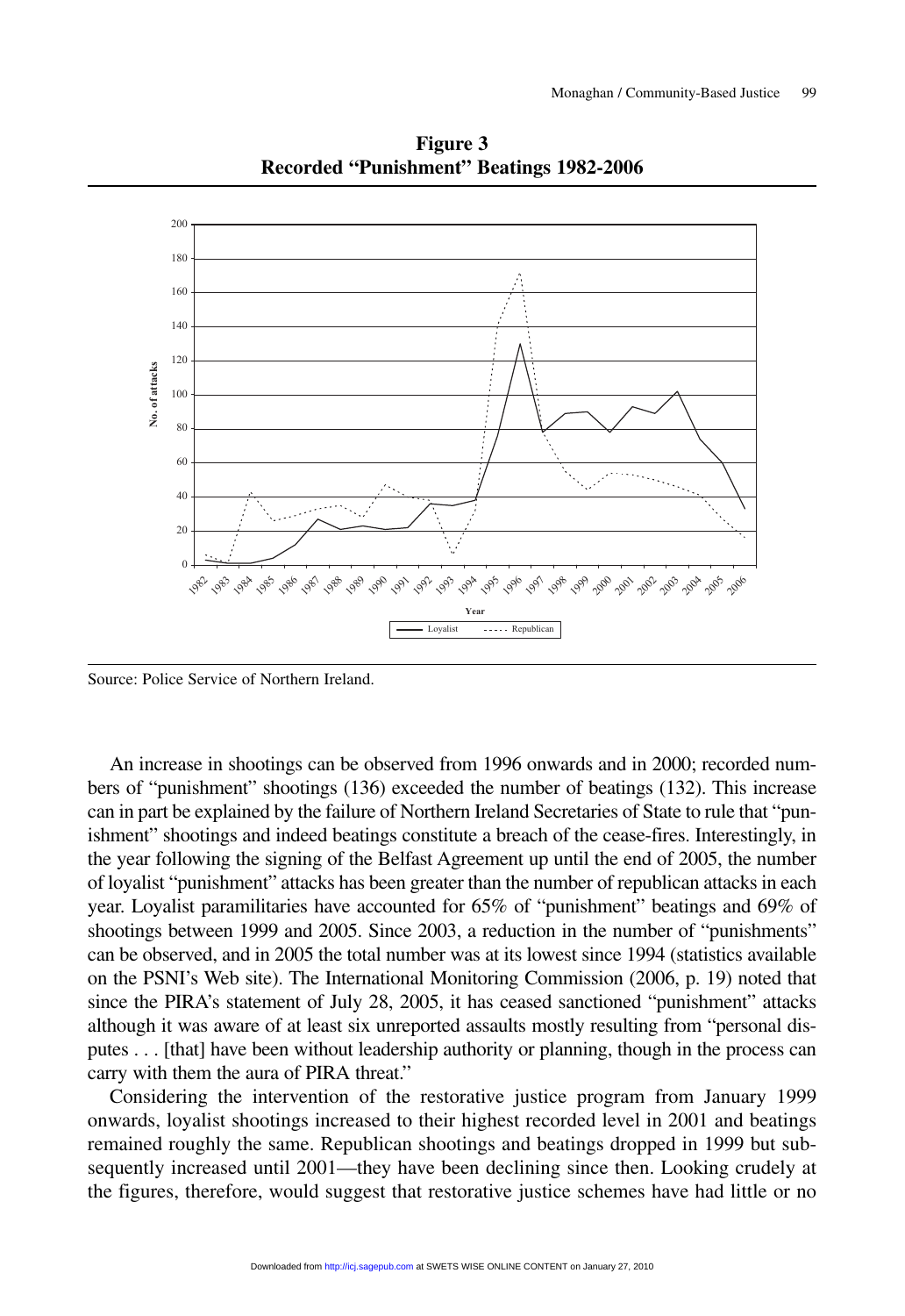**Figure 3**
**Recorded "Punishment" Beatings 1982-2006**

Source: Police Service of Northern Ireland.

An increase in shootings can be observed from 1996 onwards and in 2000; recorded numbers of "punishment" shootings (136) exceeded the number of beatings (132). This increase can in part be explained by the failure of Northern Ireland Secretaries of State to rule that "punishment" shootings and indeed beatings constitute a breach of the cease-fires. Interestingly, in the year following the signing of the Belfast Agreement up until the end of 2005, the number of loyalist "punishment" attacks has been greater than the number of republican attacks in each year. Loyalist paramilitaries have accounted for 65% of "punishment" beatings and 69% of shootings between 1999 and 2005. Since 2003, a reduction in the number of "punishments" can be observed, and in 2005 the total number was at its lowest since 1994 (statistics available on the PSNI's Web site). The International Monitoring Commission (2006, p. 19) noted that since the PIRA's statement of July 28, 2005, it has ceased sanctioned "punishment" attacks although it was aware of at least six unreported assaults mostly resulting from "personal disputes . . . [that] have been without leadership authority or planning, though in the process can carry with them the aura of PIRA threat."

Considering the intervention of the restorative justice program from January 1999 onwards, loyalist shootings increased to their highest recorded level in 2001 and beatings remained roughly the same. Republican shootings and beatings dropped in 1999 but subsequently increased until 2001—they have been declining since then. Looking crudely at the figures, therefore, would suggest that restorative justice schemes have had little or no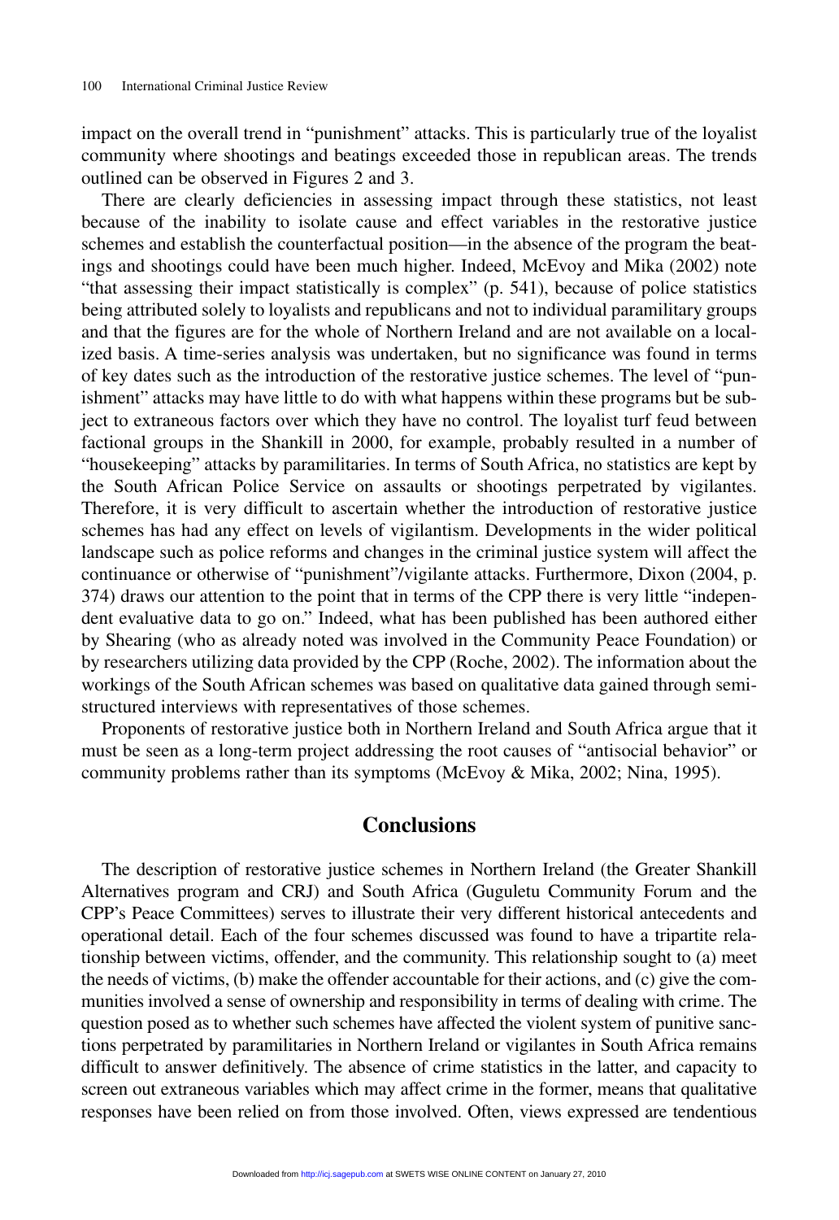impact on the overall trend in "punishment" attacks. This is particularly true of the loyalist community where shootings and beatings exceeded those in republican areas. The trends outlined can be observed in Figures 2 and 3.

There are clearly deficiencies in assessing impact through these statistics, not least because of the inability to isolate cause and effect variables in the restorative justice schemes and establish the counterfactual position—in the absence of the program the beatings and shootings could have been much higher. Indeed, McEvoy and Mika (2002) note "that assessing their impact statistically is complex" (p. 541), because of police statistics being attributed solely to loyalists and republicans and not to individual paramilitary groups and that the figures are for the whole of Northern Ireland and are not available on a localized basis. A time-series analysis was undertaken, but no significance was found in terms of key dates such as the introduction of the restorative justice schemes. The level of "punishment" attacks may have little to do with what happens within these programs but be subject to extraneous factors over which they have no control. The loyalist turf feud between factional groups in the Shankill in 2000, for example, probably resulted in a number of "housekeeping" attacks by paramilitaries. In terms of South Africa, no statistics are kept by the South African Police Service on assaults or shootings perpetrated by vigilantes. Therefore, it is very difficult to ascertain whether the introduction of restorative justice schemes has had any effect on levels of vigilantism. Developments in the wider political landscape such as police reforms and changes in the criminal justice system will affect the continuance or otherwise of "punishment"/vigilante attacks. Furthermore, Dixon (2004, p. 374) draws our attention to the point that in terms of the CPP there is very little "independent evaluative data to go on." Indeed, what has been published has been authored either by Shearing (who as already noted was involved in the Community Peace Foundation) or by researchers utilizing data provided by the CPP (Roche, 2002). The information about the workings of the South African schemes was based on qualitative data gained through semi-structured interviews with representatives of those schemes.

Proponents of restorative justice both in Northern Ireland and South Africa argue that it must be seen as a long-term project addressing the root causes of "antisocial behavior" or community problems rather than its symptoms (McEvoy & Mika, 2002; Nina, 1995).

## Conclusions

The description of restorative justice schemes in Northern Ireland (the Greater Shankill Alternatives program and CRJ) and South Africa (Guguletu Community Forum and the CPP's Peace Committees) serves to illustrate their very different historical antecedents and operational detail. Each of the four schemes discussed was found to have a tripartite relationship between victims, offender, and the community. This relationship sought to (a) meet the needs of victims, (b) make the offender accountable for their actions, and (c) give the communities involved a sense of ownership and responsibility in terms of dealing with crime. The question posed as to whether such schemes have affected the violent system of punitive sanctions perpetrated by paramilitaries in Northern Ireland or vigilantes in South Africa remains difficult to answer definitively. The absence of crime statistics in the latter, and capacity to screen out extraneous variables which may affect crime in the former, means that qualitative responses have been relied on from those involved. Often, views expressed are tendentious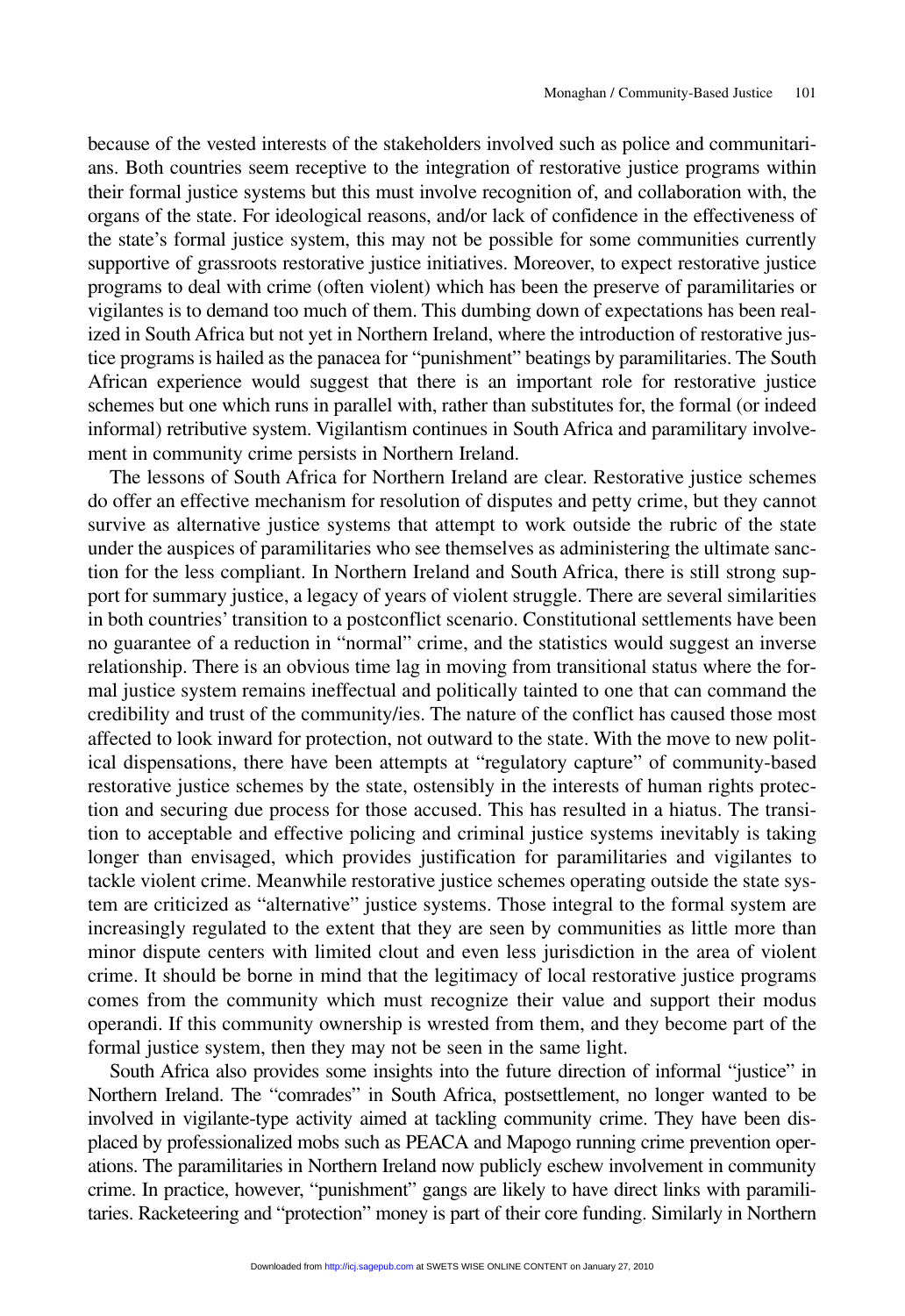because of the vested interests of the stakeholders involved such as police and communitarians. Both countries seem receptive to the integration of restorative justice programs within their formal justice systems but this must involve recognition of, and collaboration with, the organs of the state. For ideological reasons, and/or lack of confidence in the effectiveness of the state's formal justice system, this may not be possible for some communities currently supportive of grassroots restorative justice initiatives. Moreover, to expect restorative justice programs to deal with crime (often violent) which has been the preserve of paramilitaries or vigilantes is to demand too much of them. This dumbing down of expectations has been realized in South Africa but not yet in Northern Ireland, where the introduction of restorative justice programs is hailed as the panacea for "punishment" beatings by paramilitaries. The South African experience would suggest that there is an important role for restorative justice schemes but one which runs in parallel with, rather than substitutes for, the formal (or indeed informal) retributive system. Vigilantism continues in South Africa and paramilitary involvement in community crime persists in Northern Ireland.

The lessons of South Africa for Northern Ireland are clear. Restorative justice schemes do offer an effective mechanism for resolution of disputes and petty crime, but they cannot survive as alternative justice systems that attempt to work outside the rubric of the state under the auspices of paramilitaries who see themselves as administering the ultimate sanction for the less compliant. In Northern Ireland and South Africa, there is still strong support for summary justice, a legacy of years of violent struggle. There are several similarities in both countries' transition to a postconflict scenario. Constitutional settlements have been no guarantee of a reduction in "normal" crime, and the statistics would suggest an inverse relationship. There is an obvious time lag in moving from transitional status where the formal justice system remains ineffectual and politically tainted to one that can command the credibility and trust of the community/ies. The nature of the conflict has caused those most affected to look inward for protection, not outward to the state. With the move to new political dispensations, there have been attempts at "regulatory capture" of community-based restorative justice schemes by the state, ostensibly in the interests of human rights protection and securing due process for those accused. This has resulted in a hiatus. The transition to acceptable and effective policing and criminal justice systems inevitably is taking longer than envisaged, which provides justification for paramilitaries and vigilantes to tackle violent crime. Meanwhile restorative justice schemes operating outside the state system are criticized as "alternative" justice systems. Those integral to the formal system are increasingly regulated to the extent that they are seen by communities as little more than minor dispute centers with limited clout and even less jurisdiction in the area of violent crime. It should be borne in mind that the legitimacy of local restorative justice programs comes from the community which must recognize their value and support their modus operandi. If this community ownership is wrested from them, and they become part of the formal justice system, then they may not be seen in the same light.

South Africa also provides some insights into the future direction of informal "justice" in Northern Ireland. The "comrades" in South Africa, postsettlement, no longer wanted to be involved in vigilante-type activity aimed at tackling community crime. They have been displaced by professionalized mobs such as PEACA and Mapogo running crime prevention operations. The paramilitaries in Northern Ireland now publicly eschew involvement in community crime. In practice, however, "punishment" gangs are likely to have direct links with paramilitaries. Racketeering and "protection" money is part of their core funding. Similarly in Northern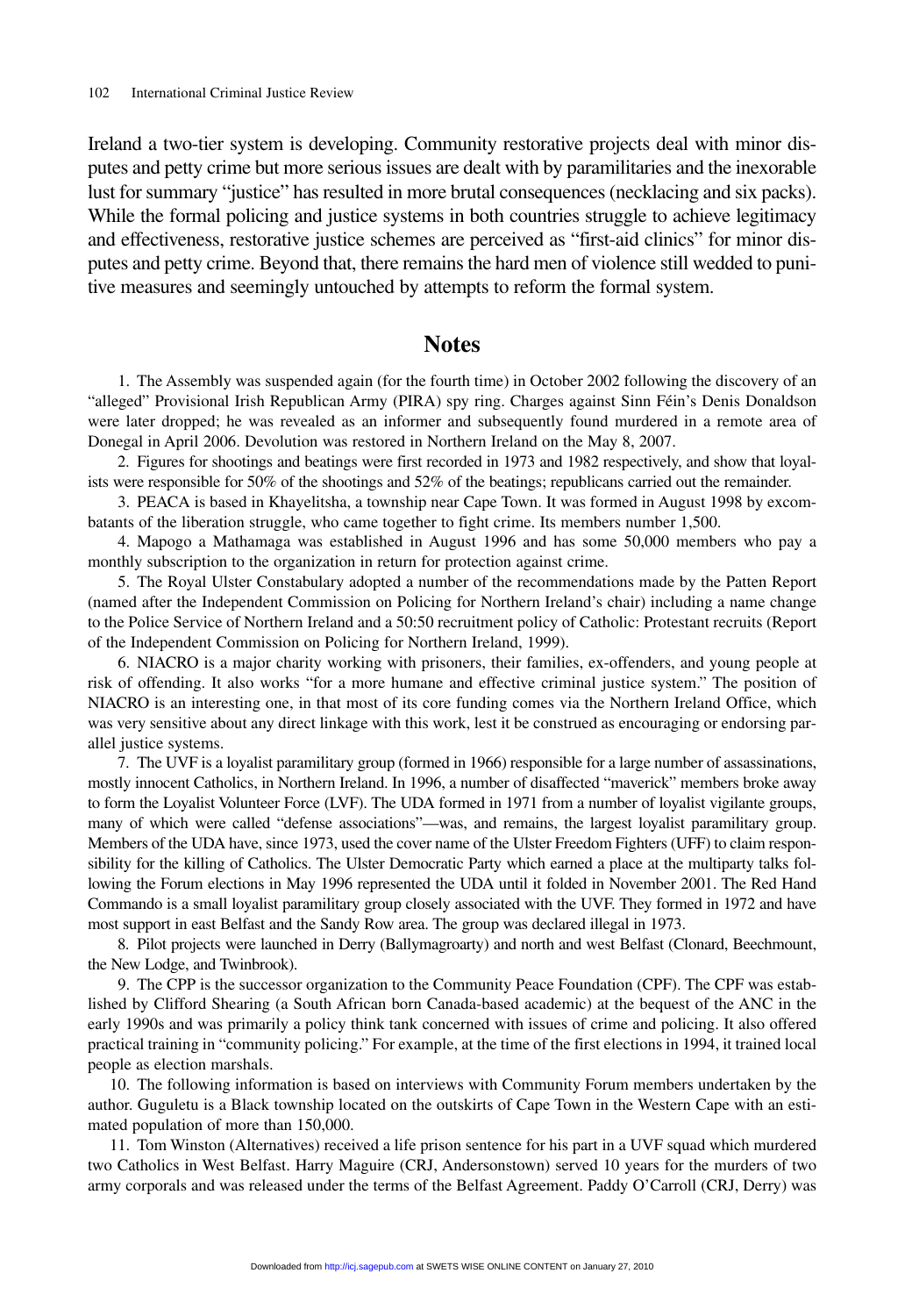Ireland a two-tier system is developing. Community restorative projects deal with minor disputes and petty crime but more serious issues are dealt with by paramilitaries and the inexorable lust for summary "justice" has resulted in more brutal consequences (necklacing and six packs). While the formal policing and justice systems in both countries struggle to achieve legitimacy and effectiveness, restorative justice schemes are perceived as "first-aid clinics" for minor disputes and petty crime. Beyond that, there remains the hard men of violence still wedded to punitive measures and seemingly untouched by attempts to reform the formal system.

## Notes

1. The Assembly was suspended again (for the fourth time) in October 2002 following the discovery of an "alleged" Provisional Irish Republican Army (PIRA) spy ring. Charges against Sinn Féin's Denis Donaldson were later dropped; he was revealed as an informer and subsequently found murdered in a remote area of Donegal in April 2006. Devolution was restored in Northern Ireland on the May 8, 2007.

2. Figures for shootings and beatings were first recorded in 1973 and 1982 respectively, and show that loyalists were responsible for 50% of the shootings and 52% of the beatings; republicans carried out the remainder.

3. PEACA is based in Khayelitsha, a township near Cape Town. It was formed in August 1998 by excombatants of the liberation struggle, who came together to fight crime. Its members number 1,500.

4. Mapogo a Mathamaga was established in August 1996 and has some 50,000 members who pay a monthly subscription to the organization in return for protection against crime.

5. The Royal Ulster Constabulary adopted a number of the recommendations made by the Patten Report (named after the Independent Commission on Policing for Northern Ireland's chair) including a name change to the Police Service of Northern Ireland and a 50:50 recruitment policy of Catholic: Protestant recruits (Report of the Independent Commission on Policing for Northern Ireland, 1999).

6. NIACRO is a major charity working with prisoners, their families, ex-offenders, and young people at risk of offending. It also works "for a more humane and effective criminal justice system." The position of NIACRO is an interesting one, in that most of its core funding comes via the Northern Ireland Office, which was very sensitive about any direct linkage with this work, lest it be construed as encouraging or endorsing parallel justice systems.

7. The UVF is a loyalist paramilitary group (formed in 1966) responsible for a large number of assassinations, mostly innocent Catholics, in Northern Ireland. In 1996, a number of disaffected "maverick" members broke away to form the Loyalist Volunteer Force (LVF). The UDA formed in 1971 from a number of loyalist vigilante groups, many of which were called "defense associations"—was, and remains, the largest loyalist paramilitary group. Members of the UDA have, since 1973, used the cover name of the Ulster Freedom Fighters (UFF) to claim responsibility for the killing of Catholics. The Ulster Democratic Party which earned a place at the multiparty talks following the Forum elections in May 1996 represented the UDA until it folded in November 2001. The Red Hand Commando is a small loyalist paramilitary group closely associated with the UVF. They formed in 1972 and have most support in east Belfast and the Sandy Row area. The group was declared illegal in 1973.

8. Pilot projects were launched in Derry (Ballymagroarty) and north and west Belfast (Clonard, Beechmount, the New Lodge, and Twinbrook).

9. The CPP is the successor organization to the Community Peace Foundation (CPF). The CPF was established by Clifford Shearing (a South African born Canada-based academic) at the bequest of the ANC in the early 1990s and was primarily a policy think tank concerned with issues of crime and policing. It also offered practical training in "community policing." For example, at the time of the first elections in 1994, it trained local people as election marshals.

10. The following information is based on interviews with Community Forum members undertaken by the author. Guguletu is a Black township located on the outskirts of Cape Town in the Western Cape with an estimated population of more than 150,000.

11. Tom Winston (Alternatives) received a life prison sentence for his part in a UVF squad which murdered two Catholics in West Belfast. Harry Maguire (CRJ, Andersonstown) served 10 years for the murders of two army corporals and was released under the terms of the Belfast Agreement. Paddy O'Carroll (CRJ, Derry) was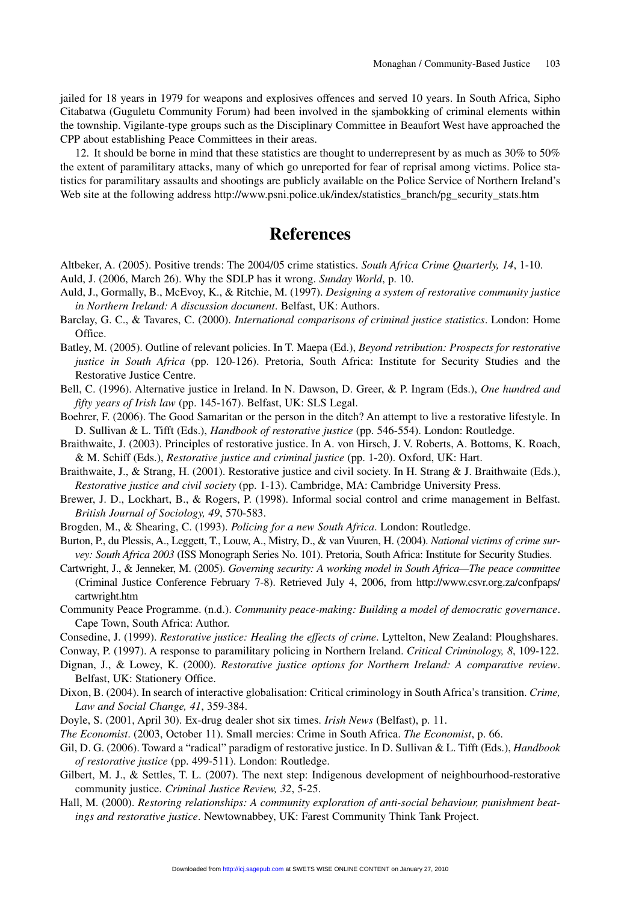jailed for 18 years in 1979 for weapons and explosives offences and served 10 years. In South Africa, Sipho Citabatwa (Guguletu Community Forum) had been involved in the sjambokking of criminal elements within the township. Vigilante-type groups such as the Disciplinary Committee in Beaufort West have approached the CPP about establishing Peace Committees in their areas.

12. It should be borne in mind that these statistics are thought to underrepresent by as much as 30% to 50% the extent of paramilitary attacks, many of which go unreported for fear of reprisal among victims. Police statistics for paramilitary assaults and shootings are publicly available on the Police Service of Northern Ireland's Web site at the following address http://www.psni.police.uk/index/statistics_branch/pg_security_stats.htm

## References

Altbeker, A. (2005). Positive trends: The 2004/05 crime statistics. *South Africa Crime Quarterly, 14*, 1-10.

Auld, J. (2006, March 26). Why the SDLP has it wrong. *Sunday World*, p. 10.

Auld, J., Gormally, B., McEvoy, K., & Ritchie, M. (1997). *Designing a system of restorative community justice in Northern Ireland: A discussion document*. Belfast, UK: Authors.

Barclay, G. C., & Tavares, C. (2000). *International comparisons of criminal justice statistics*. London: Home Office.

Batley, M. (2005). Outline of relevant policies. In T. Maepa (Ed.), *Beyond retribution: Prospects for restorative justice in South Africa* (pp. 120-126). Pretoria, South Africa: Institute for Security Studies and the Restorative Justice Centre.

Bell, C. (1996). Alternative justice in Ireland. In N. Dawson, D. Greer, & P. Ingram (Eds.), *One hundred and fifty years of Irish law* (pp. 145-167). Belfast, UK: SLS Legal.

Boehrer, F. (2006). The Good Samaritan or the person in the ditch? An attempt to live a restorative lifestyle. In D. Sullivan & L. Tifft (Eds.), *Handbook of restorative justice* (pp. 546-554). London: Routledge.

Braithwaite, J. (2003). Principles of restorative justice. In A. von Hirsch, J. V. Roberts, A. Bottoms, K. Roach, & M. Schiff (Eds.), *Restorative justice and criminal justice* (pp. 1-20). Oxford, UK: Hart.

Braithwaite, J., & Strang, H. (2001). Restorative justice and civil society. In H. Strang & J. Braithwaite (Eds.), *Restorative justice and civil society* (pp. 1-13). Cambridge, MA: Cambridge University Press.

Brewer, J. D., Lockhart, B., & Rogers, P. (1998). Informal social control and crime management in Belfast. *British Journal of Sociology, 49*, 570-583.

Brogden, M., & Shearing, C. (1993). *Policing for a new South Africa*. London: Routledge.

Burton, P., du Plessis, A., Leggett, T., Louw, A., Mistry, D., & van Vuuren, H. (2004). *National victims of crime survey: South Africa 2003* (ISS Monograph Series No. 101). Pretoria, South Africa: Institute for Security Studies.

Cartwright, J., & Jenneker, M. (2005). *Governing security: A working model in South Africa—The peace committee* (Criminal Justice Conference February 7-8). Retrieved July 4, 2006, from http://www.csvr.org.za/confpaps/cartwright.htm

Community Peace Programme. (n.d.). *Community peace-making: Building a model of democratic governance*. Cape Town, South Africa: Author.

Consedine, J. (1999). *Restorative justice: Healing the effects of crime*. Lyttelton, New Zealand: Ploughshares.

Conway, P. (1997). A response to paramilitary policing in Northern Ireland. *Critical Criminology, 8*, 109-122.

Dignan, J., & Lowey, K. (2000). *Restorative justice options for Northern Ireland: A comparative review*. Belfast, UK: Stationery Office.

Dixon, B. (2004). In search of interactive globalisation: Critical criminology in South Africa's transition. *Crime, Law and Social Change, 41*, 359-384.

Doyle, S. (2001, April 30). Ex-drug dealer shot six times. *Irish News* (Belfast), p. 11.

*The Economist*. (2003, October 11). Small mercies: Crime in South Africa. *The Economist*, p. 66.

Gil, D. G. (2006). Toward a "radical" paradigm of restorative justice. In D. Sullivan & L. Tifft (Eds.), *Handbook of restorative justice* (pp. 499-511). London: Routledge.

Gilbert, M. J., & Settles, T. L. (2007). The next step: Indigenous development of neighbourhood-restorative community justice. *Criminal Justice Review, 32*, 5-25.

Hall, M. (2000). *Restoring relationships: A community exploration of anti-social behaviour, punishment beatings and restorative justice*. Newtownabbey, UK: Farest Community Think Tank Project.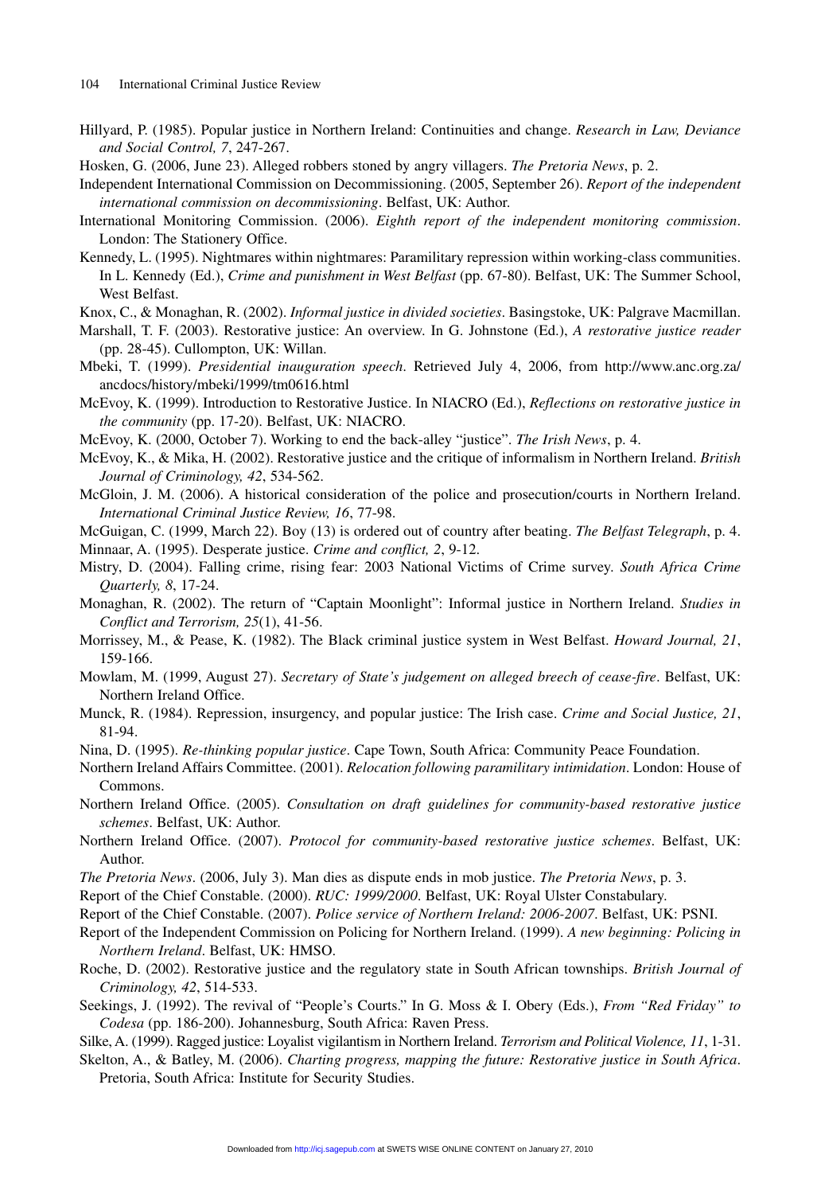Hillyard, P. (1985). Popular justice in Northern Ireland: Continuities and change. *Research in Law, Deviance and Social Control, 7*, 247-267.

Hosken, G. (2006, June 23). Alleged robbers stoned by angry villagers. *The Pretoria News*, p. 2.

Independent International Commission on Decommissioning. (2005, September 26). *Report of the independent international commission on decommissioning*. Belfast, UK: Author.

International Monitoring Commission. (2006). *Eighth report of the independent monitoring commission*. London: The Stationery Office.

Kennedy, L. (1995). Nightmares within nightmares: Paramilitary repression within working-class communities. In L. Kennedy (Ed.), *Crime and punishment in West Belfast* (pp. 67-80). Belfast, UK: The Summer School, West Belfast.

Knox, C., & Monaghan, R. (2002). *Informal justice in divided societies*. Basingstoke, UK: Palgrave Macmillan.

Marshall, T. F. (2003). Restorative justice: An overview. In G. Johnstone (Ed.), *A restorative justice reader* (pp. 28-45). Cullompton, UK: Willan.

Mbeki, T. (1999). *Presidential inauguration speech*. Retrieved July 4, 2006, from http://www.anc.org.za/ancdocs/history/mbeki/1999/tm0616.html

McEvoy, K. (1999). Introduction to Restorative Justice. In NIACRO (Ed.), *Reflections on restorative justice in the community* (pp. 17-20). Belfast, UK: NIACRO.

McEvoy, K. (2000, October 7). Working to end the back-alley "justice". *The Irish News*, p. 4.

McEvoy, K., & Mika, H. (2002). Restorative justice and the critique of informalism in Northern Ireland. *British Journal of Criminology, 42*, 534-562.

McGloin, J. M. (2006). A historical consideration of the police and prosecution/courts in Northern Ireland. *International Criminal Justice Review, 16*, 77-98.

McGuigan, C. (1999, March 22). Boy (13) is ordered out of country after beating. *The Belfast Telegraph*, p. 4.

Minnaar, A. (1995). Desperate justice. *Crime and conflict, 2*, 9-12.

Mistry, D. (2004). Falling crime, rising fear: 2003 National Victims of Crime survey. *South Africa Crime Quarterly, 8*, 17-24.

Monaghan, R. (2002). The return of "Captain Moonlight": Informal justice in Northern Ireland. *Studies in Conflict and Terrorism, 25*(1), 41-56.

Morrissey, M., & Pease, K. (1982). The Black criminal justice system in West Belfast. *Howard Journal, 21*, 159-166.

Mowlam, M. (1999, August 27). *Secretary of State's judgement on alleged breech of cease-fire*. Belfast, UK: Northern Ireland Office.

Munck, R. (1984). Repression, insurgency, and popular justice: The Irish case. *Crime and Social Justice, 21*, 81-94.

Nina, D. (1995). *Re-thinking popular justice*. Cape Town, South Africa: Community Peace Foundation.

Northern Ireland Affairs Committee. (2001). *Relocation following paramilitary intimidation*. London: House of Commons.

Northern Ireland Office. (2005). *Consultation on draft guidelines for community-based restorative justice schemes*. Belfast, UK: Author.

Northern Ireland Office. (2007). *Protocol for community-based restorative justice schemes*. Belfast, UK: Author.

*The Pretoria News*. (2006, July 3). Man dies as dispute ends in mob justice. *The Pretoria News*, p. 3.

Report of the Chief Constable. (2000). *RUC: 1999/2000*. Belfast, UK: Royal Ulster Constabulary.

Report of the Chief Constable. (2007). *Police service of Northern Ireland: 2006-2007*. Belfast, UK: PSNI.

Report of the Independent Commission on Policing for Northern Ireland. (1999). *A new beginning: Policing in Northern Ireland*. Belfast, UK: HMSO.

Roche, D. (2002). Restorative justice and the regulatory state in South African townships. *British Journal of Criminology, 42*, 514-533.

Seekings, J. (1992). The revival of "People's Courts." In G. Moss & I. Obery (Eds.), *From "Red Friday" to Codesa* (pp. 186-200). Johannesburg, South Africa: Raven Press.

Silke, A. (1999). Ragged justice: Loyalist vigilantism in Northern Ireland. *Terrorism and Political Violence, 11*, 1-31.

Skelton, A., & Batley, M. (2006). *Charting progress, mapping the future: Restorative justice in South Africa*. Pretoria, South Africa: Institute for Security Studies.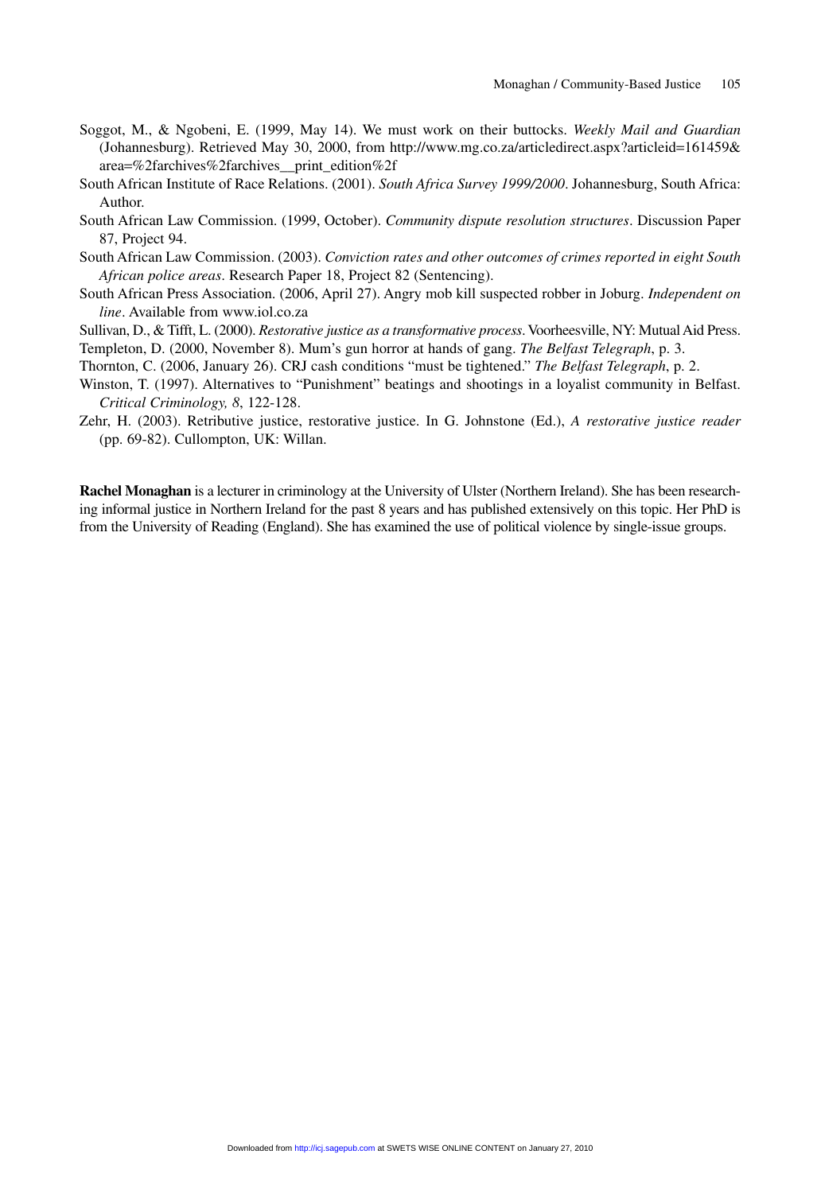Soggot, M., & Ngobeni, E. (1999, May 14). We must work on their buttocks. *Weekly Mail and Guardian* (Johannesburg). Retrieved May 30, 2000, from http://www.mg.co.za/articledirect.aspx?articleid=161459&area=%2farchives%2farchives__print_edition%2f

South African Institute of Race Relations. (2001). *South Africa Survey 1999/2000*. Johannesburg, South Africa: Author.

South African Law Commission. (1999, October). *Community dispute resolution structures*. Discussion Paper 87, Project 94.

South African Law Commission. (2003). *Conviction rates and other outcomes of crimes reported in eight South African police areas*. Research Paper 18, Project 82 (Sentencing).

South African Press Association. (2006, April 27). Angry mob kill suspected robber in Joburg. *Independent on line*. Available from www.iol.co.za

Sullivan, D., & Tifft, L. (2000). *Restorative justice as a transformative process*. Voorheesville, NY: Mutual Aid Press.

Templeton, D. (2000, November 8). Mum's gun horror at hands of gang. *The Belfast Telegraph*, p. 3.

Thornton, C. (2006, January 26). CRJ cash conditions "must be tightened." *The Belfast Telegraph*, p. 2.

Winston, T. (1997). Alternatives to "Punishment" beatings and shootings in a loyalist community in Belfast. *Critical Criminology, 8*, 122-128.

Zehr, H. (2003). Retributive justice, restorative justice. In G. Johnstone (Ed.), *A restorative justice reader* (pp. 69-82). Cullompton, UK: Willan.

**Rachel Monaghan** is a lecturer in criminology at the University of Ulster (Northern Ireland). She has been researching informal justice in Northern Ireland for the past 8 years and has published extensively on this topic. Her PhD is from the University of Reading (England). She has examined the use of political violence by single-issue groups.